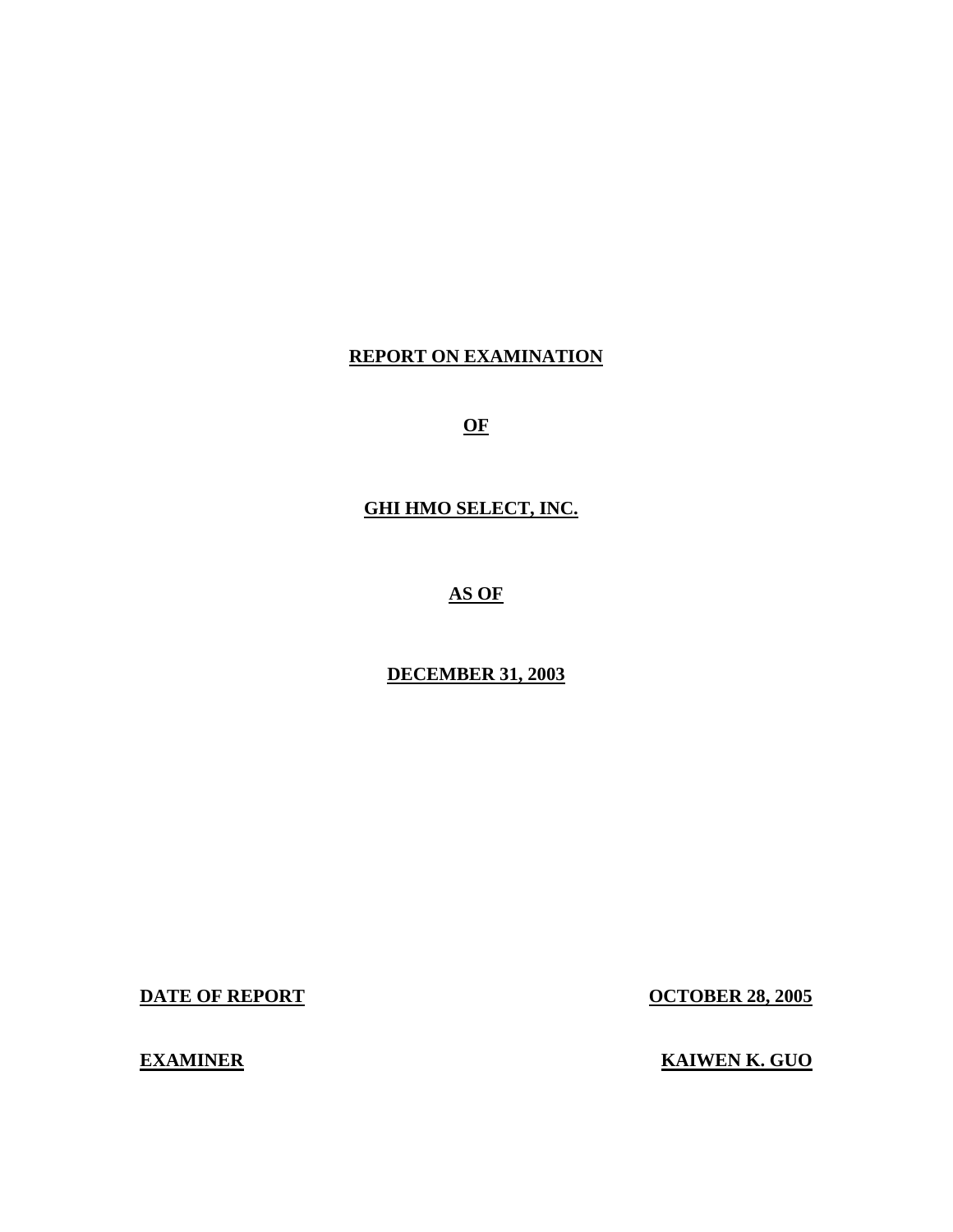**REPORT ON EXAMINATION**

**OF**

**GHI HMO SELECT, INC.**

**AS OF**

**DECEMBER 31, 2003**

**DATE OF REPORT** **OCTOBER 28, 2005**

**EXAMINER** **KAIWEN K. GUO**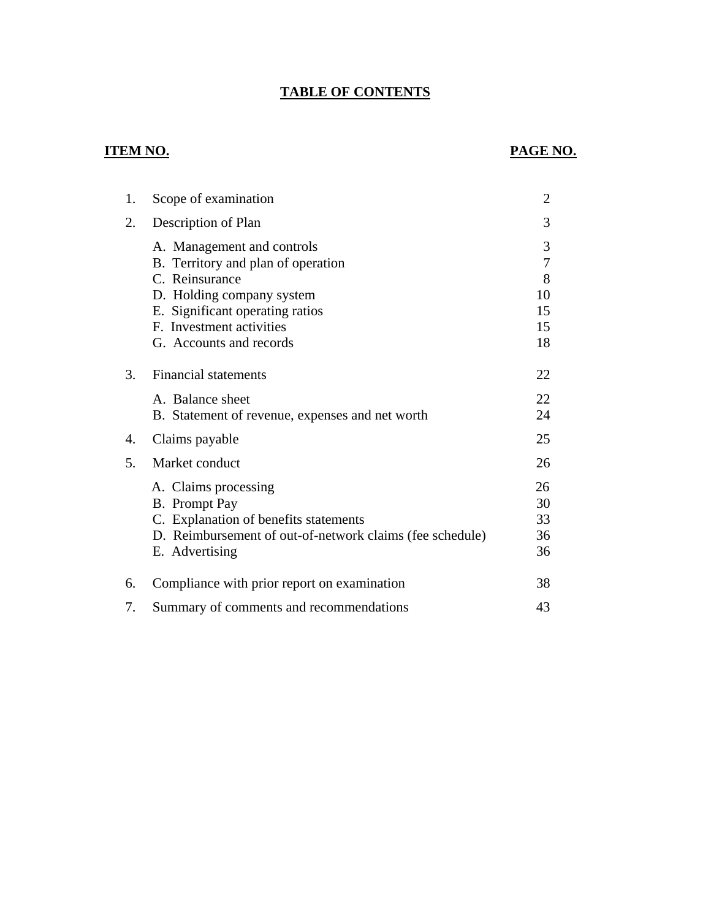# TABLE OF CONTENTS

| ITEM NO. | | PAGE NO. |
|---|---|---|
| 1. | Scope of examination | 2 |
| 2. | Description of Plan | 3 |
| | A. Management and controls | 3 |
| | B. Territory and plan of operation | 7 |
| | C. Reinsurance | 8 |
| | D. Holding company system | 10 |
| | E. Significant operating ratios | 15 |
| | F. Investment activities | 15 |
| | G. Accounts and records | 18 |
| 3. | Financial statements | 22 |
| | A. Balance sheet | 22 |
| | B. Statement of revenue, expenses and net worth | 24 |
| 4. | Claims payable | 25 |
| 5. | Market conduct | 26 |
| | A. Claims processing | 26 |
| | B. Prompt Pay | 30 |
| | C. Explanation of benefits statements | 33 |
| | D. Reimbursement of out-of-network claims (fee schedule) | 36 |
| | E. Advertising | 36 |
| 6. | Compliance with prior report on examination | 38 |
| 7. | Summary of comments and recommendations | 43 |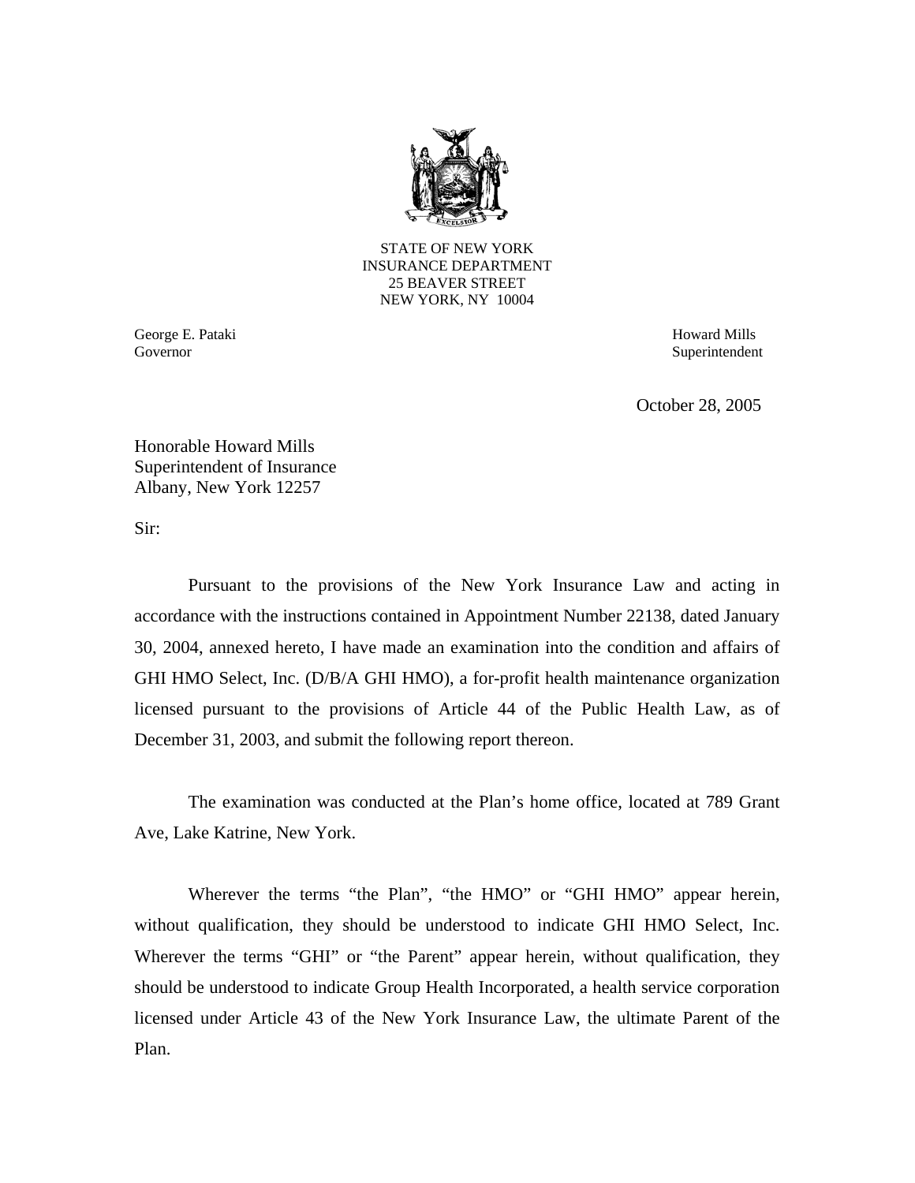STATE OF NEW YORK
INSURANCE DEPARTMENT
25 BEAVER STREET
NEW YORK, NY 10004

George E. Pataki
Governor

Howard Mills
Superintendent

October 28, 2005

Honorable Howard Mills
Superintendent of Insurance
Albany, New York 12257

Sir:

Pursuant to the provisions of the New York Insurance Law and acting in accordance with the instructions contained in Appointment Number 22138, dated January 30, 2004, annexed hereto, I have made an examination into the condition and affairs of GHI HMO Select, Inc. (D/B/A GHI HMO), a for-profit health maintenance organization licensed pursuant to the provisions of Article 44 of the Public Health Law, as of December 31, 2003, and submit the following report thereon.

The examination was conducted at the Plan's home office, located at 789 Grant Ave, Lake Katrine, New York.

Wherever the terms "the Plan", "the HMO" or "GHI HMO" appear herein, without qualification, they should be understood to indicate GHI HMO Select, Inc. Wherever the terms "GHI" or "the Parent" appear herein, without qualification, they should be understood to indicate Group Health Incorporated, a health service corporation licensed under Article 43 of the New York Insurance Law, the ultimate Parent of the Plan.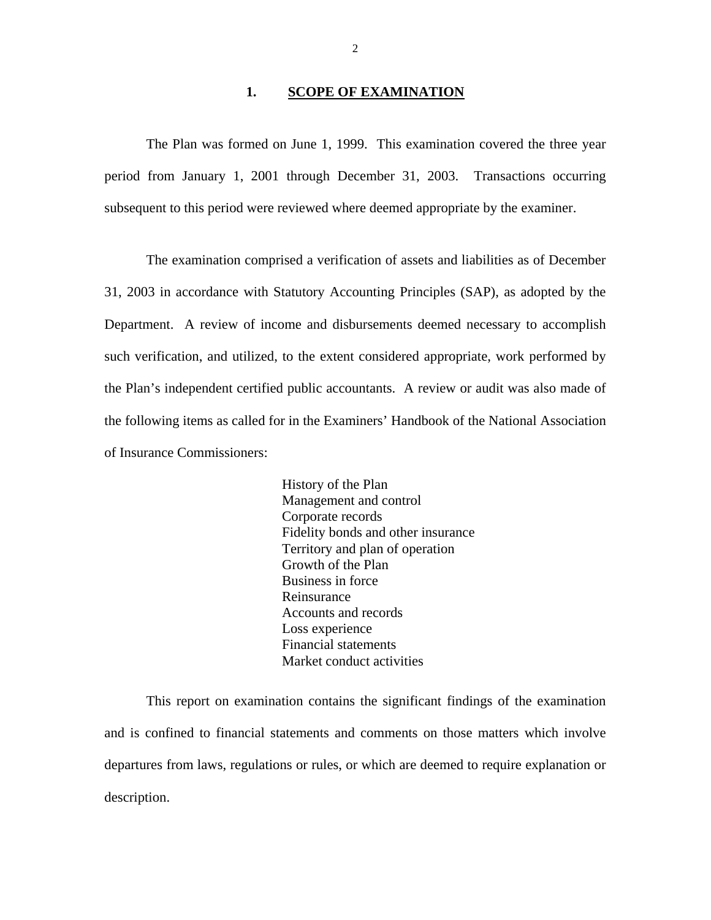## 1. SCOPE OF EXAMINATION

The Plan was formed on June 1, 1999. This examination covered the three year period from January 1, 2001 through December 31, 2003. Transactions occurring subsequent to this period were reviewed where deemed appropriate by the examiner.

The examination comprised a verification of assets and liabilities as of December 31, 2003 in accordance with Statutory Accounting Principles (SAP), as adopted by the Department. A review of income and disbursements deemed necessary to accomplish such verification, and utilized, to the extent considered appropriate, work performed by the Plan's independent certified public accountants. A review or audit was also made of the following items as called for in the Examiners' Handbook of the National Association of Insurance Commissioners:

- History of the Plan
- Management and control
- Corporate records
- Fidelity bonds and other insurance
- Territory and plan of operation
- Growth of the Plan
- Business in force
- Reinsurance
- Accounts and records
- Loss experience
- Financial statements
- Market conduct activities

This report on examination contains the significant findings of the examination and is confined to financial statements and comments on those matters which involve departures from laws, regulations or rules, or which are deemed to require explanation or description.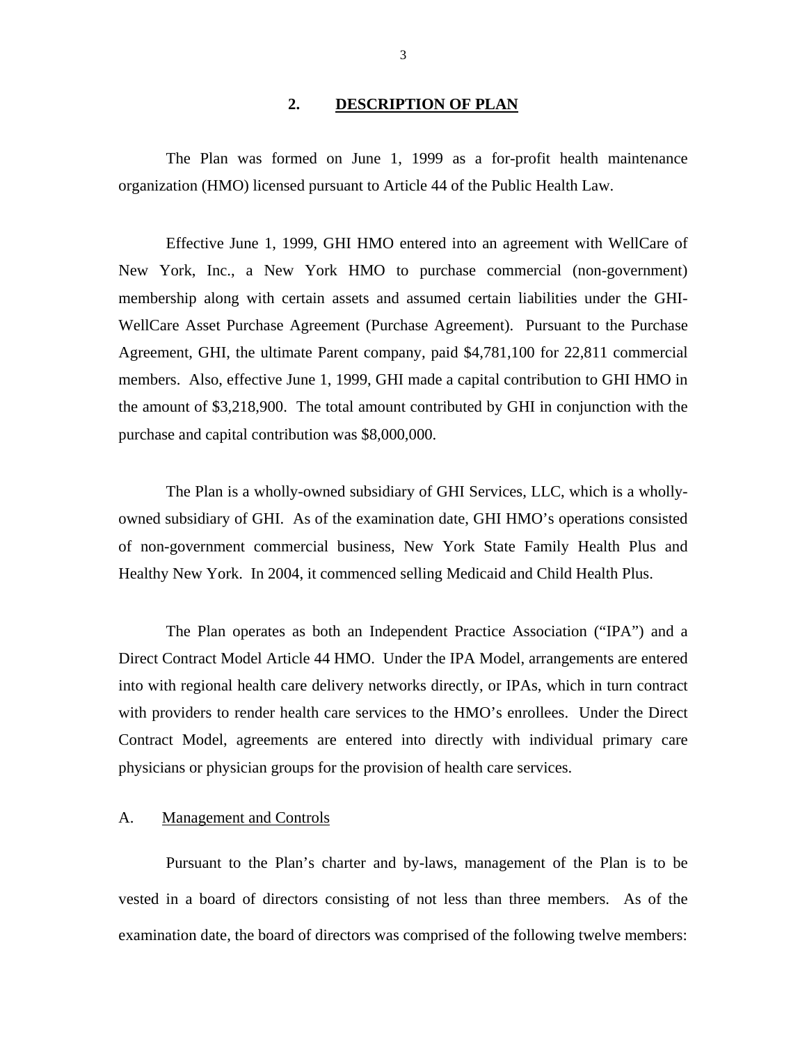## 2. DESCRIPTION OF PLAN

The Plan was formed on June 1, 1999 as a for-profit health maintenance organization (HMO) licensed pursuant to Article 44 of the Public Health Law.

Effective June 1, 1999, GHI HMO entered into an agreement with WellCare of New York, Inc., a New York HMO to purchase commercial (non-government) membership along with certain assets and assumed certain liabilities under the GHI-WellCare Asset Purchase Agreement (Purchase Agreement). Pursuant to the Purchase Agreement, GHI, the ultimate Parent company, paid $4,781,100 for 22,811 commercial members. Also, effective June 1, 1999, GHI made a capital contribution to GHI HMO in the amount of $3,218,900. The total amount contributed by GHI in conjunction with the purchase and capital contribution was $8,000,000.

The Plan is a wholly-owned subsidiary of GHI Services, LLC, which is a wholly-owned subsidiary of GHI. As of the examination date, GHI HMO's operations consisted of non-government commercial business, New York State Family Health Plus and Healthy New York. In 2004, it commenced selling Medicaid and Child Health Plus.

The Plan operates as both an Independent Practice Association ("IPA") and a Direct Contract Model Article 44 HMO. Under the IPA Model, arrangements are entered into with regional health care delivery networks directly, or IPAs, which in turn contract with providers to render health care services to the HMO's enrollees. Under the Direct Contract Model, agreements are entered into directly with individual primary care physicians or physician groups for the provision of health care services.

### A. Management and Controls

Pursuant to the Plan's charter and by-laws, management of the Plan is to be vested in a board of directors consisting of not less than three members. As of the examination date, the board of directors was comprised of the following twelve members: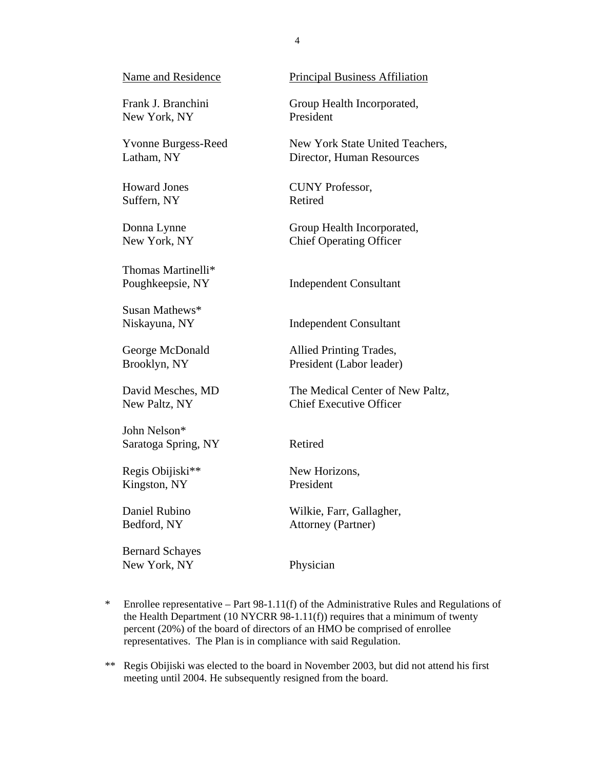| Name and Residence | Principal Business Affiliation |
|---|---|
| Frank J. Branchini<br>New York, NY | Group Health Incorporated,<br>President |
| Yvonne Burgess-Reed<br>Latham, NY | New York State United Teachers,<br>Director, Human Resources |
| Howard Jones<br>Suffern, NY | CUNY Professor,<br>Retired |
| Donna Lynne<br>New York, NY | Group Health Incorporated,<br>Chief Operating Officer |
| Thomas Martinelli*<br>Poughkeepsie, NY | Independent Consultant |
| Susan Mathews*<br>Niskayuna, NY | Independent Consultant |
| George McDonald<br>Brooklyn, NY | Allied Printing Trades,<br>President (Labor leader) |
| David Mesches, MD<br>New Paltz, NY | The Medical Center of New Paltz,<br>Chief Executive Officer |
| John Nelson*<br>Saratoga Spring, NY | Retired |
| Regis Obijiski**<br>Kingston, NY | New Horizons,<br>President |
| Daniel Rubino<br>Bedford, NY | Wilkie, Farr, Gallagher,<br>Attorney (Partner) |
| Bernard Schayes<br>New York, NY | Physician |

\* Enrollee representative – Part 98-1.11(f) of the Administrative Rules and Regulations of the Health Department (10 NYCRR 98-1.11(f)) requires that a minimum of twenty percent (20%) of the board of directors of an HMO be comprised of enrollee representatives. The Plan is in compliance with said Regulation.

\*\* Regis Obijiski was elected to the board in November 2003, but did not attend his first meeting until 2004. He subsequently resigned from the board.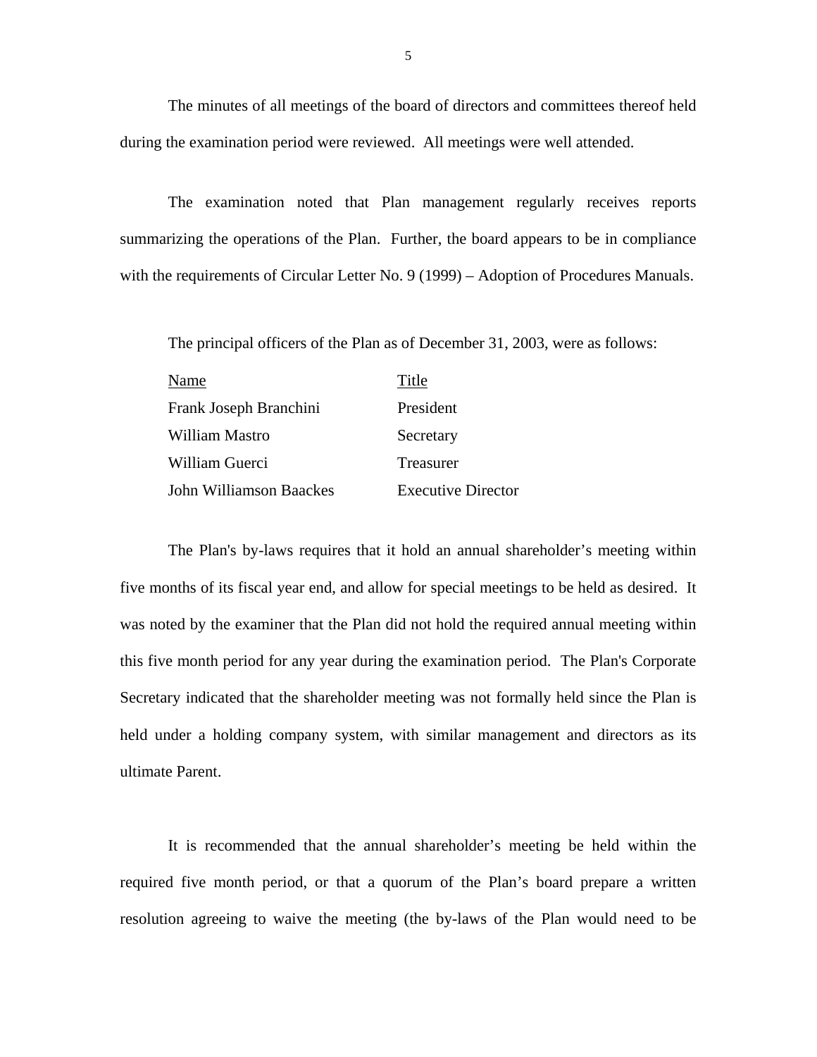The minutes of all meetings of the board of directors and committees thereof held during the examination period were reviewed. All meetings were well attended.

The examination noted that Plan management regularly receives reports summarizing the operations of the Plan. Further, the board appears to be in compliance with the requirements of Circular Letter No. 9 (1999) – Adoption of Procedures Manuals.

The principal officers of the Plan as of December 31, 2003, were as follows:

| Name | Title |
|---|---|
| Frank Joseph Branchini | President |
| William Mastro | Secretary |
| William Guerci | Treasurer |
| John Williamson Baackes | Executive Director |

The Plan's by-laws requires that it hold an annual shareholder's meeting within five months of its fiscal year end, and allow for special meetings to be held as desired. It was noted by the examiner that the Plan did not hold the required annual meeting within this five month period for any year during the examination period. The Plan's Corporate Secretary indicated that the shareholder meeting was not formally held since the Plan is held under a holding company system, with similar management and directors as its ultimate Parent.

It is recommended that the annual shareholder's meeting be held within the required five month period, or that a quorum of the Plan's board prepare a written resolution agreeing to waive the meeting (the by-laws of the Plan would need to be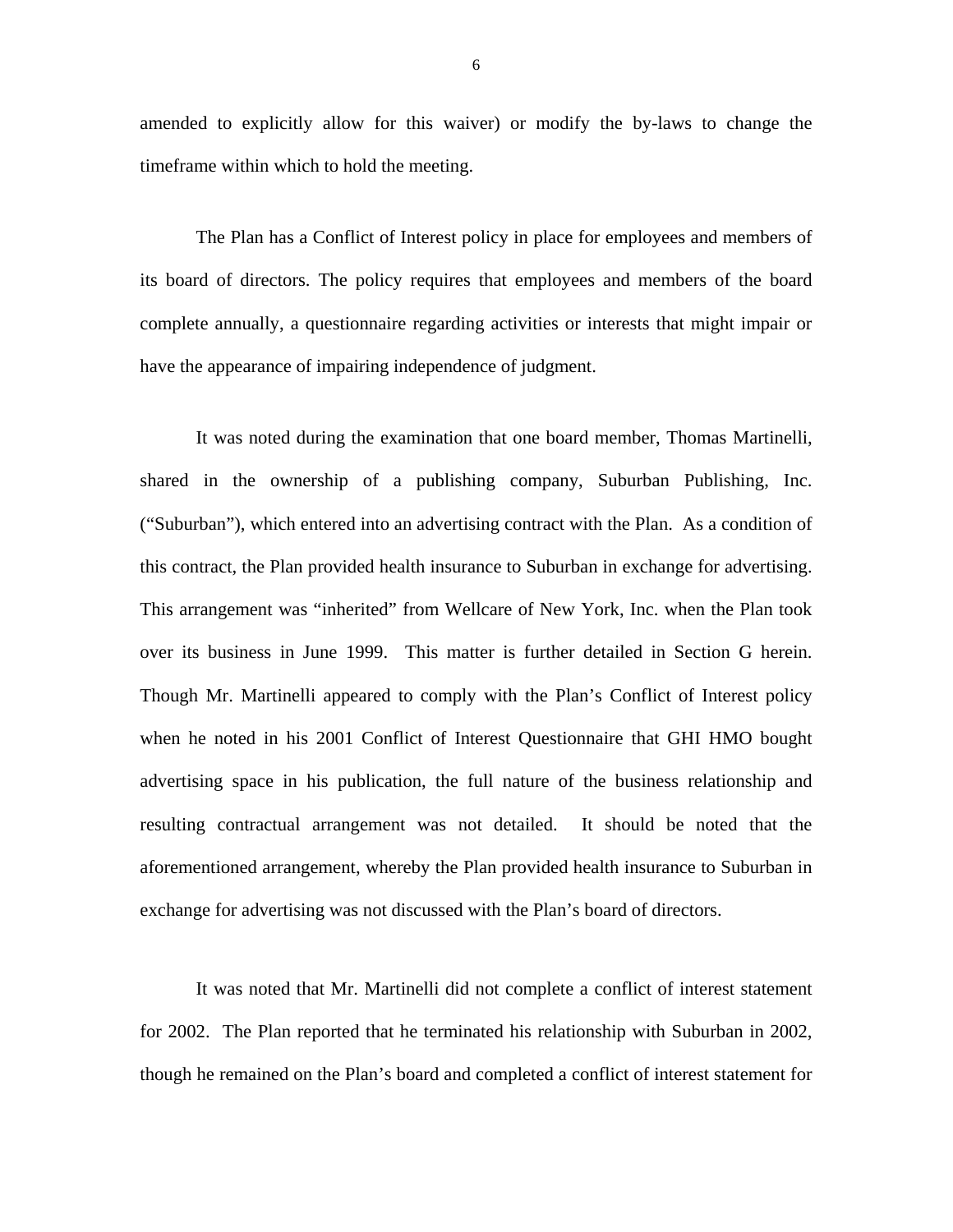amended to explicitly allow for this waiver) or modify the by-laws to change the timeframe within which to hold the meeting.

The Plan has a Conflict of Interest policy in place for employees and members of its board of directors. The policy requires that employees and members of the board complete annually, a questionnaire regarding activities or interests that might impair or have the appearance of impairing independence of judgment.

It was noted during the examination that one board member, Thomas Martinelli, shared in the ownership of a publishing company, Suburban Publishing, Inc. ("Suburban"), which entered into an advertising contract with the Plan. As a condition of this contract, the Plan provided health insurance to Suburban in exchange for advertising. This arrangement was "inherited" from Wellcare of New York, Inc. when the Plan took over its business in June 1999. This matter is further detailed in Section G herein. Though Mr. Martinelli appeared to comply with the Plan's Conflict of Interest policy when he noted in his 2001 Conflict of Interest Questionnaire that GHI HMO bought advertising space in his publication, the full nature of the business relationship and resulting contractual arrangement was not detailed. It should be noted that the aforementioned arrangement, whereby the Plan provided health insurance to Suburban in exchange for advertising was not discussed with the Plan's board of directors.

It was noted that Mr. Martinelli did not complete a conflict of interest statement for 2002. The Plan reported that he terminated his relationship with Suburban in 2002, though he remained on the Plan's board and completed a conflict of interest statement for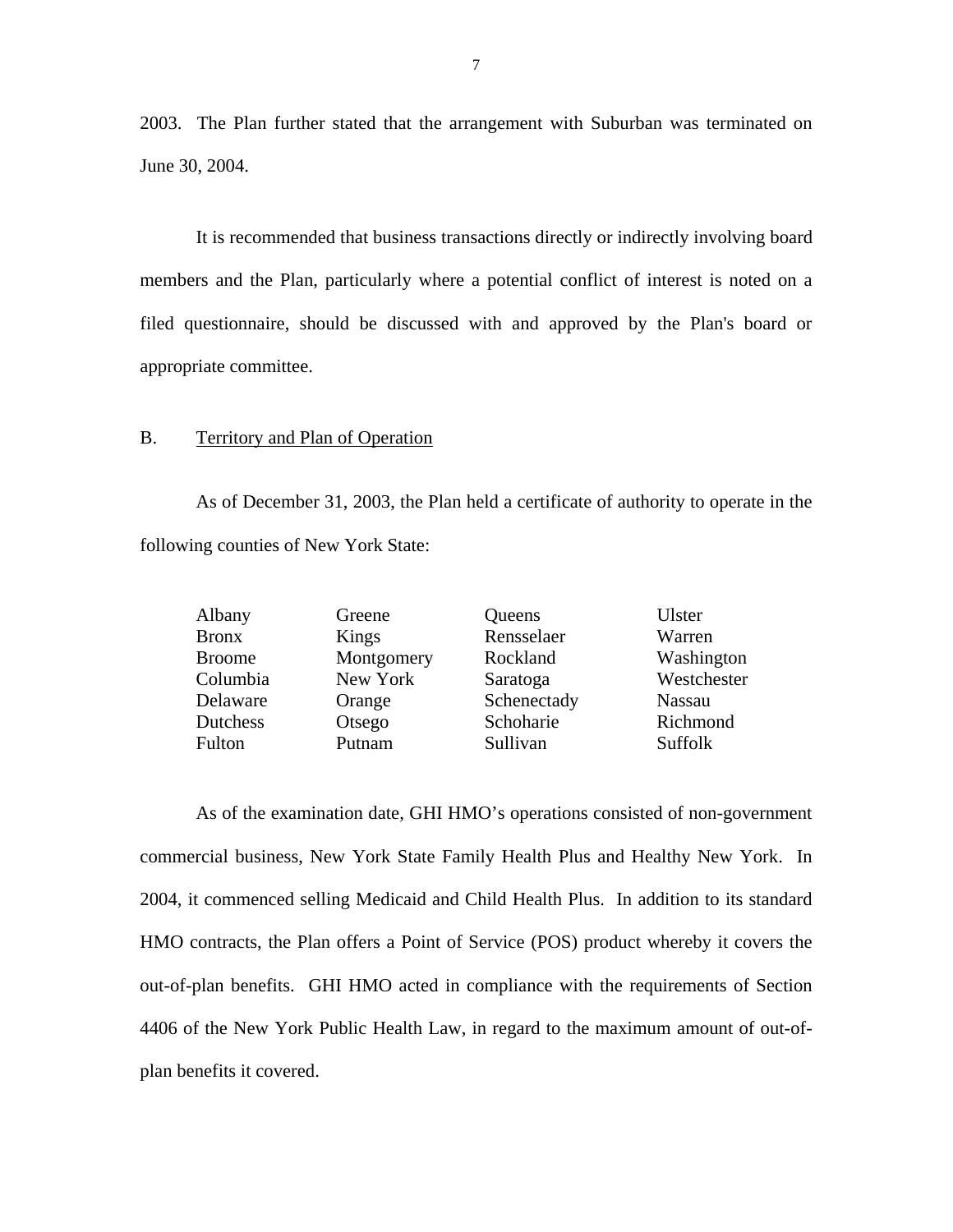2003. The Plan further stated that the arrangement with Suburban was terminated on June 30, 2004.

It is recommended that business transactions directly or indirectly involving board members and the Plan, particularly where a potential conflict of interest is noted on a filed questionnaire, should be discussed with and approved by the Plan's board or appropriate committee.

## B. Territory and Plan of Operation

As of December 31, 2003, the Plan held a certificate of authority to operate in the following counties of New York State:

| | | | |
|---|---|---|---|
| Albany | Greene | Queens | Ulster |
| Bronx | Kings | Rensselaer | Warren |
| Broome | Montgomery | Rockland | Washington |
| Columbia | New York | Saratoga | Westchester |
| Delaware | Orange | Schenectady | Nassau |
| Dutchess | Otsego | Schoharie | Richmond |
| Fulton | Putnam | Sullivan | Suffolk |

As of the examination date, GHI HMO's operations consisted of non-government commercial business, New York State Family Health Plus and Healthy New York. In 2004, it commenced selling Medicaid and Child Health Plus. In addition to its standard HMO contracts, the Plan offers a Point of Service (POS) product whereby it covers the out-of-plan benefits. GHI HMO acted in compliance with the requirements of Section 4406 of the New York Public Health Law, in regard to the maximum amount of out-of-plan benefits it covered.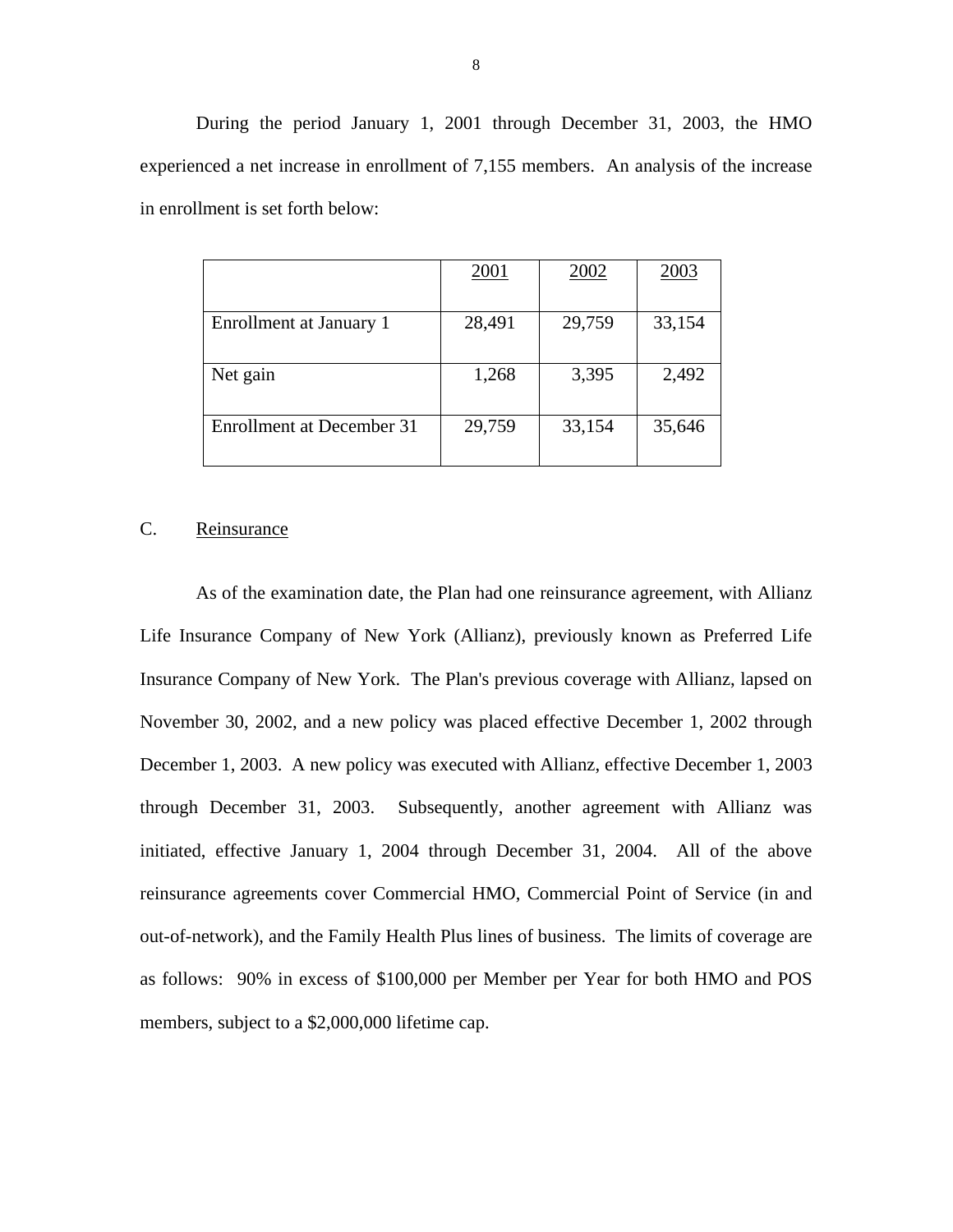During the period January 1, 2001 through December 31, 2003, the HMO experienced a net increase in enrollment of 7,155 members. An analysis of the increase in enrollment is set forth below:

| | 2001 | 2002 | 2003 |
|---|---|---|---|
| Enrollment at January 1 | 28,491 | 29,759 | 33,154 |
| Net gain | 1,268 | 3,395 | 2,492 |
| Enrollment at December 31 | 29,759 | 33,154 | 35,646 |

## C. Reinsurance

As of the examination date, the Plan had one reinsurance agreement, with Allianz Life Insurance Company of New York (Allianz), previously known as Preferred Life Insurance Company of New York. The Plan's previous coverage with Allianz, lapsed on November 30, 2002, and a new policy was placed effective December 1, 2002 through December 1, 2003. A new policy was executed with Allianz, effective December 1, 2003 through December 31, 2003. Subsequently, another agreement with Allianz was initiated, effective January 1, 2004 through December 31, 2004. All of the above reinsurance agreements cover Commercial HMO, Commercial Point of Service (in and out-of-network), and the Family Health Plus lines of business. The limits of coverage are as follows: 90% in excess of $100,000 per Member per Year for both HMO and POS members, subject to a $2,000,000 lifetime cap.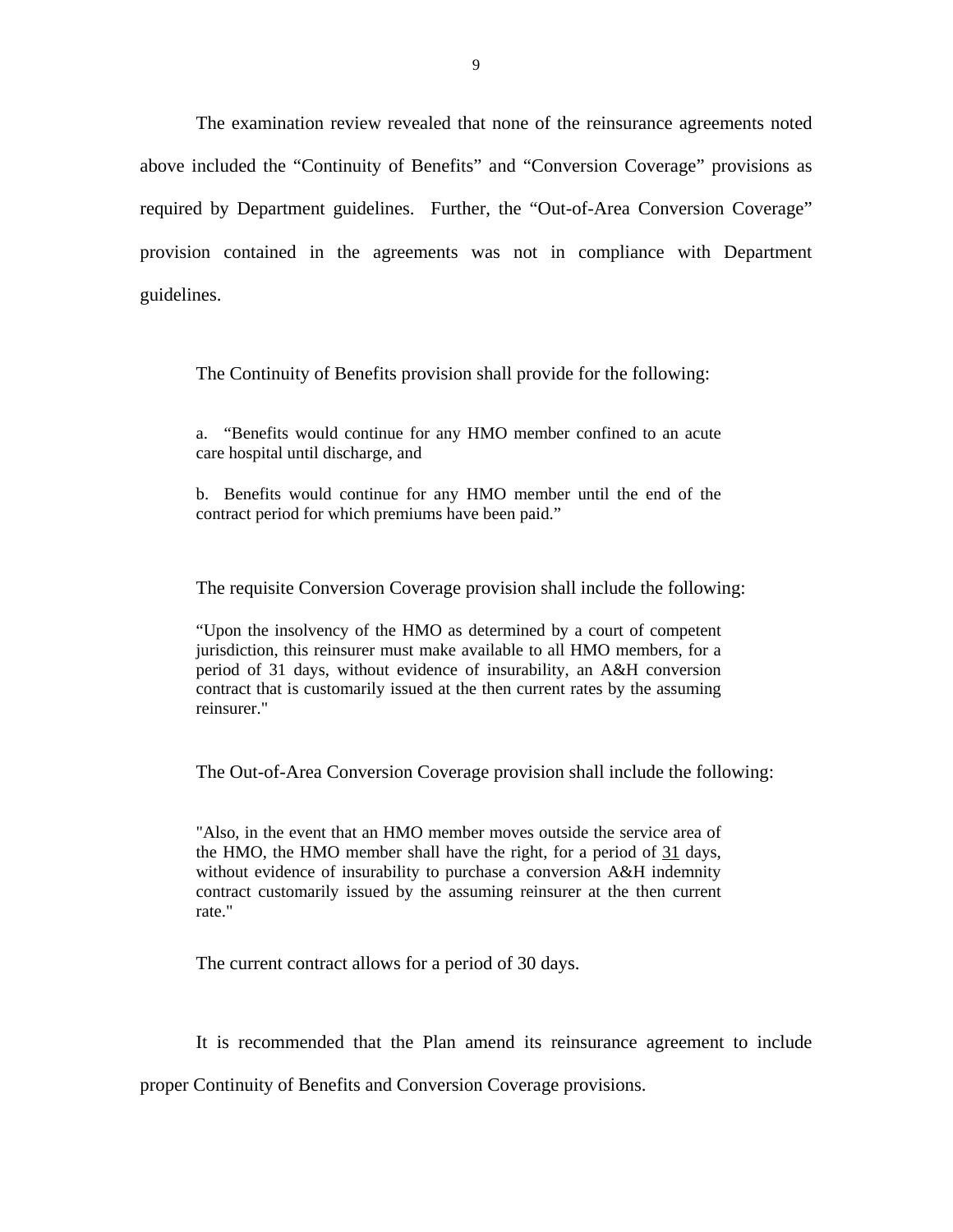The examination review revealed that none of the reinsurance agreements noted above included the "Continuity of Benefits" and "Conversion Coverage" provisions as required by Department guidelines. Further, the "Out-of-Area Conversion Coverage" provision contained in the agreements was not in compliance with Department guidelines.

The Continuity of Benefits provision shall provide for the following:

> a. "Benefits would continue for any HMO member confined to an acute care hospital until discharge, and
>
> b. Benefits would continue for any HMO member until the end of the contract period for which premiums have been paid."

The requisite Conversion Coverage provision shall include the following:

> "Upon the insolvency of the HMO as determined by a court of competent jurisdiction, this reinsurer must make available to all HMO members, for a period of 31 days, without evidence of insurability, an A&H conversion contract that is customarily issued at the then current rates by the assuming reinsurer."

The Out-of-Area Conversion Coverage provision shall include the following:

> "Also, in the event that an HMO member moves outside the service area of the HMO, the HMO member shall have the right, for a period of <u>31</u> days, without evidence of insurability to purchase a conversion A&H indemnity contract customarily issued by the assuming reinsurer at the then current rate."

The current contract allows for a period of 30 days.

It is recommended that the Plan amend its reinsurance agreement to include proper Continuity of Benefits and Conversion Coverage provisions.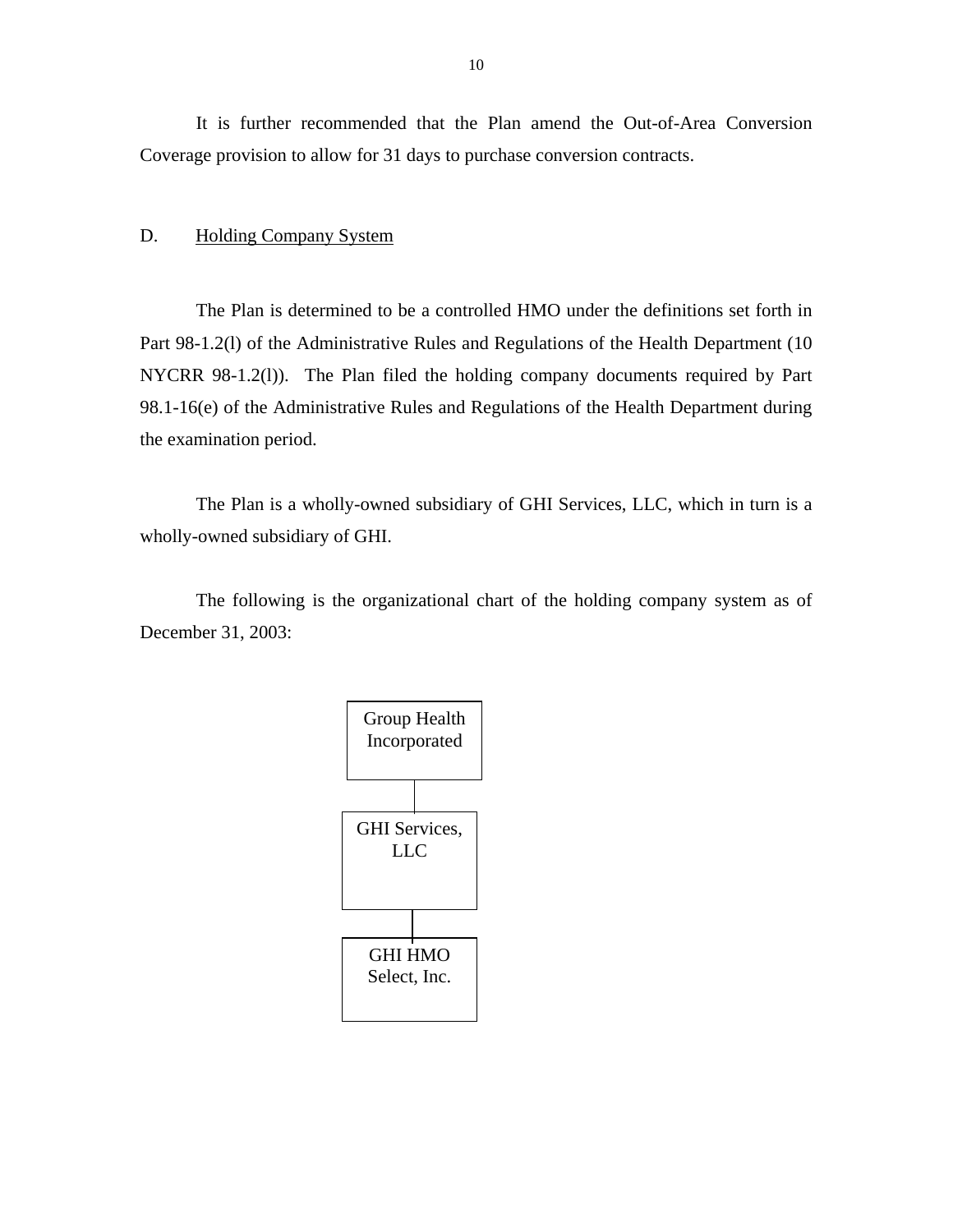It is further recommended that the Plan amend the Out-of-Area Conversion Coverage provision to allow for 31 days to purchase conversion contracts.

## D. Holding Company System

The Plan is determined to be a controlled HMO under the definitions set forth in Part 98-1.2(l) of the Administrative Rules and Regulations of the Health Department (10 NYCRR 98-1.2(l)). The Plan filed the holding company documents required by Part 98.1-16(e) of the Administrative Rules and Regulations of the Health Department during the examination period.

The Plan is a wholly-owned subsidiary of GHI Services, LLC, which in turn is a wholly-owned subsidiary of GHI.

The following is the organizational chart of the holding company system as of December 31, 2003:

Group Health Incorporated

GHI Services, LLC

GHI HMO Select, Inc.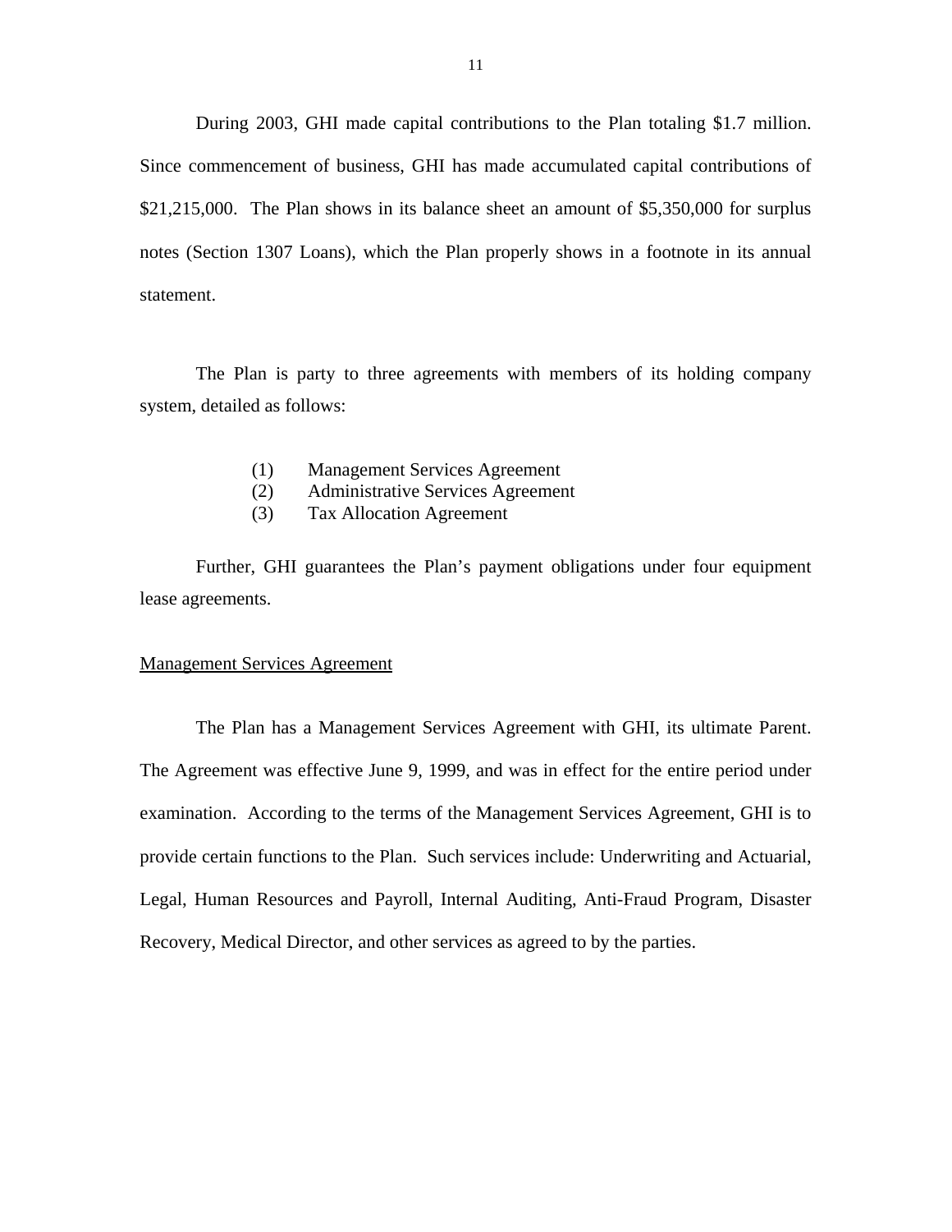During 2003, GHI made capital contributions to the Plan totaling $1.7 million. Since commencement of business, GHI has made accumulated capital contributions of $21,215,000. The Plan shows in its balance sheet an amount of $5,350,000 for surplus notes (Section 1307 Loans), which the Plan properly shows in a footnote in its annual statement.

The Plan is party to three agreements with members of its holding company system, detailed as follows:

(1) Management Services Agreement
(2) Administrative Services Agreement
(3) Tax Allocation Agreement

Further, GHI guarantees the Plan's payment obligations under four equipment lease agreements.

Management Services Agreement

The Plan has a Management Services Agreement with GHI, its ultimate Parent. The Agreement was effective June 9, 1999, and was in effect for the entire period under examination. According to the terms of the Management Services Agreement, GHI is to provide certain functions to the Plan. Such services include: Underwriting and Actuarial, Legal, Human Resources and Payroll, Internal Auditing, Anti-Fraud Program, Disaster Recovery, Medical Director, and other services as agreed to by the parties.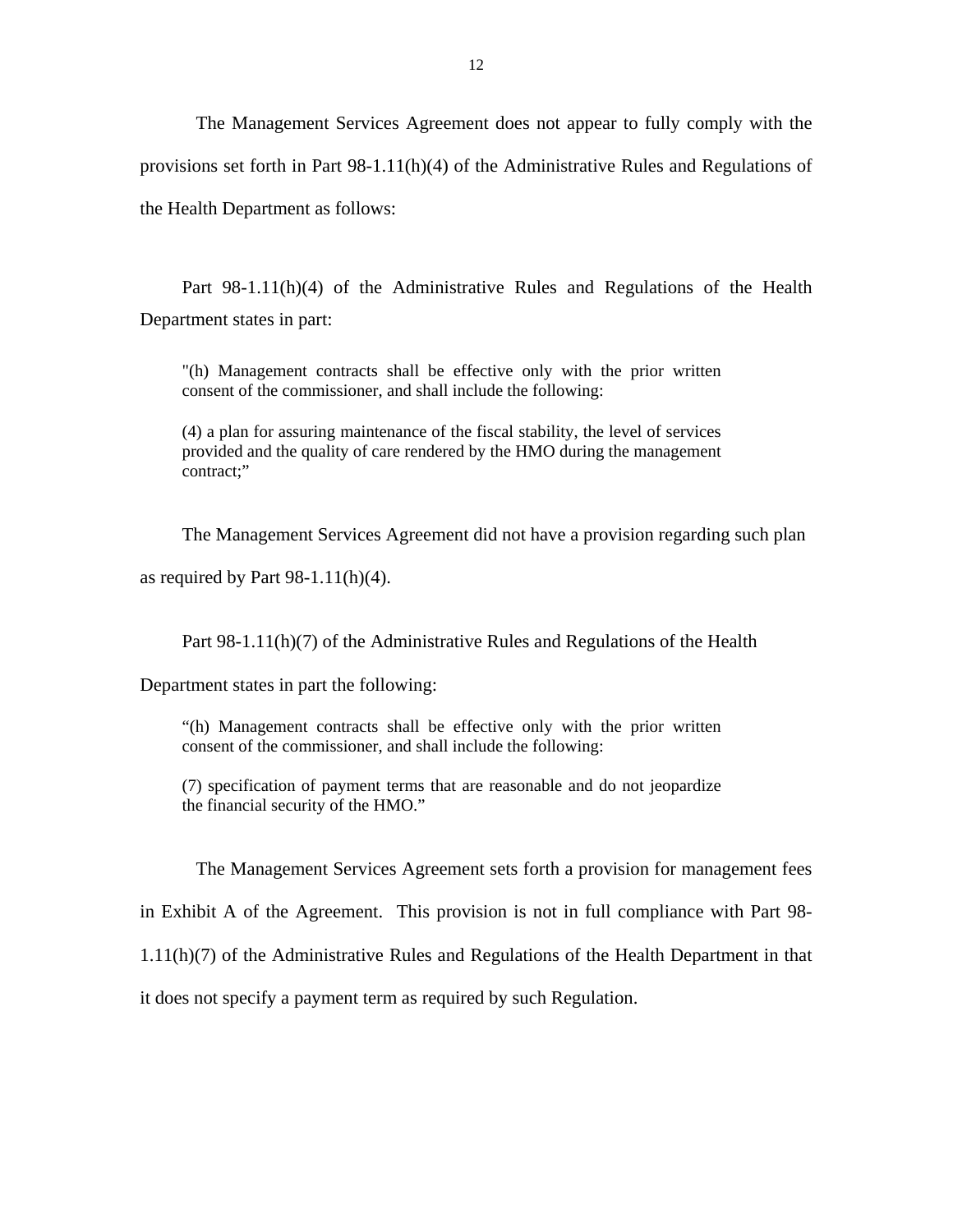The Management Services Agreement does not appear to fully comply with the provisions set forth in Part 98-1.11(h)(4) of the Administrative Rules and Regulations of the Health Department as follows:

Part 98-1.11(h)(4) of the Administrative Rules and Regulations of the Health Department states in part:

> "(h) Management contracts shall be effective only with the prior written consent of the commissioner, and shall include the following:
>
> (4) a plan for assuring maintenance of the fiscal stability, the level of services provided and the quality of care rendered by the HMO during the management contract;"

The Management Services Agreement did not have a provision regarding such plan as required by Part 98-1.11(h)(4).

Part 98-1.11(h)(7) of the Administrative Rules and Regulations of the Health Department states in part the following:

> "(h) Management contracts shall be effective only with the prior written consent of the commissioner, and shall include the following:
>
> (7) specification of payment terms that are reasonable and do not jeopardize the financial security of the HMO."

The Management Services Agreement sets forth a provision for management fees in Exhibit A of the Agreement. This provision is not in full compliance with Part 98-1.11(h)(7) of the Administrative Rules and Regulations of the Health Department in that it does not specify a payment term as required by such Regulation.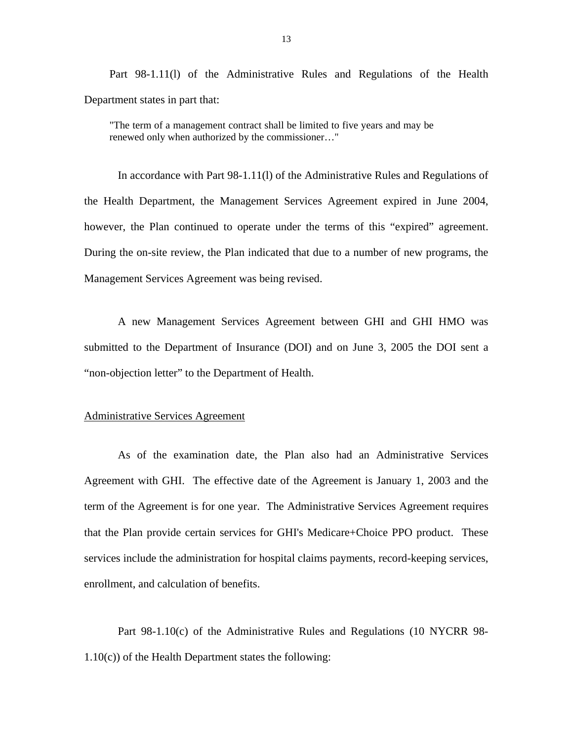Part 98-1.11(l) of the Administrative Rules and Regulations of the Health Department states in part that:

> "The term of a management contract shall be limited to five years and may be renewed only when authorized by the commissioner…"

In accordance with Part 98-1.11(l) of the Administrative Rules and Regulations of the Health Department, the Management Services Agreement expired in June 2004, however, the Plan continued to operate under the terms of this "expired" agreement. During the on-site review, the Plan indicated that due to a number of new programs, the Management Services Agreement was being revised.

A new Management Services Agreement between GHI and GHI HMO was submitted to the Department of Insurance (DOI) and on June 3, 2005 the DOI sent a "non-objection letter" to the Department of Health.

Administrative Services Agreement

As of the examination date, the Plan also had an Administrative Services Agreement with GHI. The effective date of the Agreement is January 1, 2003 and the term of the Agreement is for one year. The Administrative Services Agreement requires that the Plan provide certain services for GHI's Medicare+Choice PPO product. These services include the administration for hospital claims payments, record-keeping services, enrollment, and calculation of benefits.

Part 98-1.10(c) of the Administrative Rules and Regulations (10 NYCRR 98-1.10(c)) of the Health Department states the following: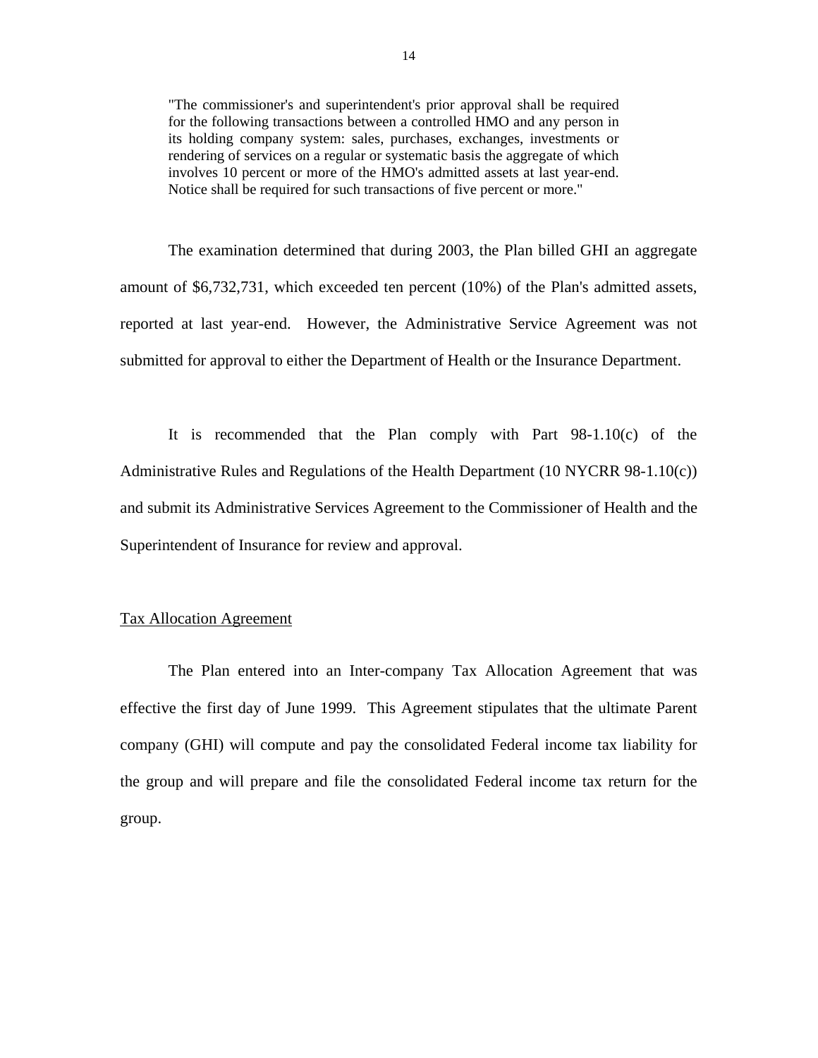> "The commissioner's and superintendent's prior approval shall be required for the following transactions between a controlled HMO and any person in its holding company system: sales, purchases, exchanges, investments or rendering of services on a regular or systematic basis the aggregate of which involves 10 percent or more of the HMO's admitted assets at last year-end. Notice shall be required for such transactions of five percent or more."

The examination determined that during 2003, the Plan billed GHI an aggregate amount of $6,732,731, which exceeded ten percent (10%) of the Plan's admitted assets, reported at last year-end. However, the Administrative Service Agreement was not submitted for approval to either the Department of Health or the Insurance Department.

It is recommended that the Plan comply with Part 98-1.10(c) of the Administrative Rules and Regulations of the Health Department (10 NYCRR 98-1.10(c)) and submit its Administrative Services Agreement to the Commissioner of Health and the Superintendent of Insurance for review and approval.

## Tax Allocation Agreement

The Plan entered into an Inter-company Tax Allocation Agreement that was effective the first day of June 1999. This Agreement stipulates that the ultimate Parent company (GHI) will compute and pay the consolidated Federal income tax liability for the group and will prepare and file the consolidated Federal income tax return for the group.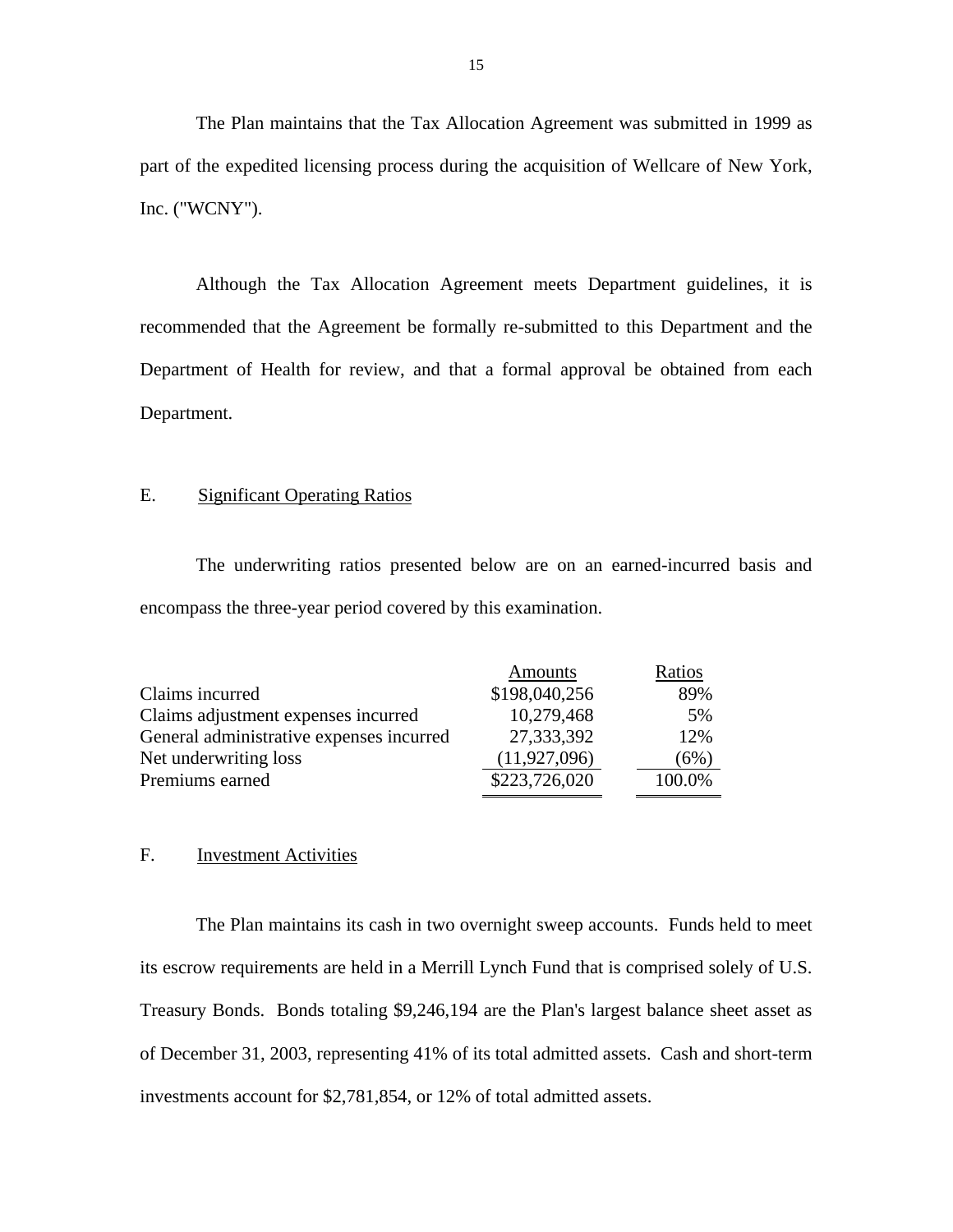The Plan maintains that the Tax Allocation Agreement was submitted in 1999 as part of the expedited licensing process during the acquisition of Wellcare of New York, Inc. ("WCNY").

Although the Tax Allocation Agreement meets Department guidelines, it is recommended that the Agreement be formally re-submitted to this Department and the Department of Health for review, and that a formal approval be obtained from each Department.

## E. Significant Operating Ratios

The underwriting ratios presented below are on an earned-incurred basis and encompass the three-year period covered by this examination.

| | Amounts | Ratios |
|---|---|---|
| Claims incurred | $198,040,256 | 89% |
| Claims adjustment expenses incurred | 10,279,468 | 5% |
| General administrative expenses incurred | 27,333,392 | 12% |
| Net underwriting loss | (11,927,096) | (6%) |
| Premiums earned | $223,726,020 | 100.0% |

## F. Investment Activities

The Plan maintains its cash in two overnight sweep accounts. Funds held to meet its escrow requirements are held in a Merrill Lynch Fund that is comprised solely of U.S. Treasury Bonds. Bonds totaling $9,246,194 are the Plan's largest balance sheet asset as of December 31, 2003, representing 41% of its total admitted assets. Cash and short-term investments account for $2,781,854, or 12% of total admitted assets.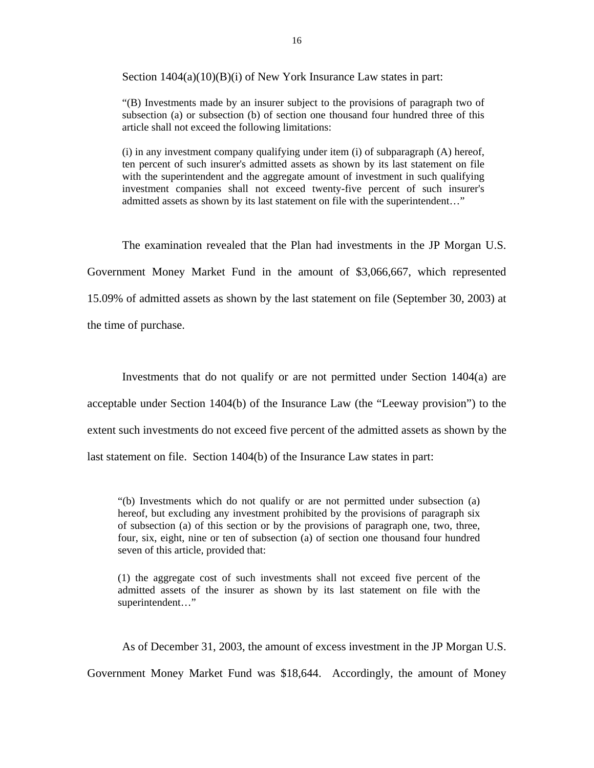Section 1404(a)(10)(B)(i) of New York Insurance Law states in part:

> "(B) Investments made by an insurer subject to the provisions of paragraph two of subsection (a) or subsection (b) of section one thousand four hundred three of this article shall not exceed the following limitations:
>
> (i) in any investment company qualifying under item (i) of subparagraph (A) hereof, ten percent of such insurer's admitted assets as shown by its last statement on file with the superintendent and the aggregate amount of investment in such qualifying investment companies shall not exceed twenty-five percent of such insurer's admitted assets as shown by its last statement on file with the superintendent…"

The examination revealed that the Plan had investments in the JP Morgan U.S. Government Money Market Fund in the amount of $3,066,667, which represented 15.09% of admitted assets as shown by the last statement on file (September 30, 2003) at the time of purchase.

Investments that do not qualify or are not permitted under Section 1404(a) are acceptable under Section 1404(b) of the Insurance Law (the "Leeway provision") to the extent such investments do not exceed five percent of the admitted assets as shown by the last statement on file. Section 1404(b) of the Insurance Law states in part:

> "(b) Investments which do not qualify or are not permitted under subsection (a) hereof, but excluding any investment prohibited by the provisions of paragraph six of subsection (a) of this section or by the provisions of paragraph one, two, three, four, six, eight, nine or ten of subsection (a) of section one thousand four hundred seven of this article, provided that:
>
> (1) the aggregate cost of such investments shall not exceed five percent of the admitted assets of the insurer as shown by its last statement on file with the superintendent…"

As of December 31, 2003, the amount of excess investment in the JP Morgan U.S. Government Money Market Fund was $18,644. Accordingly, the amount of Money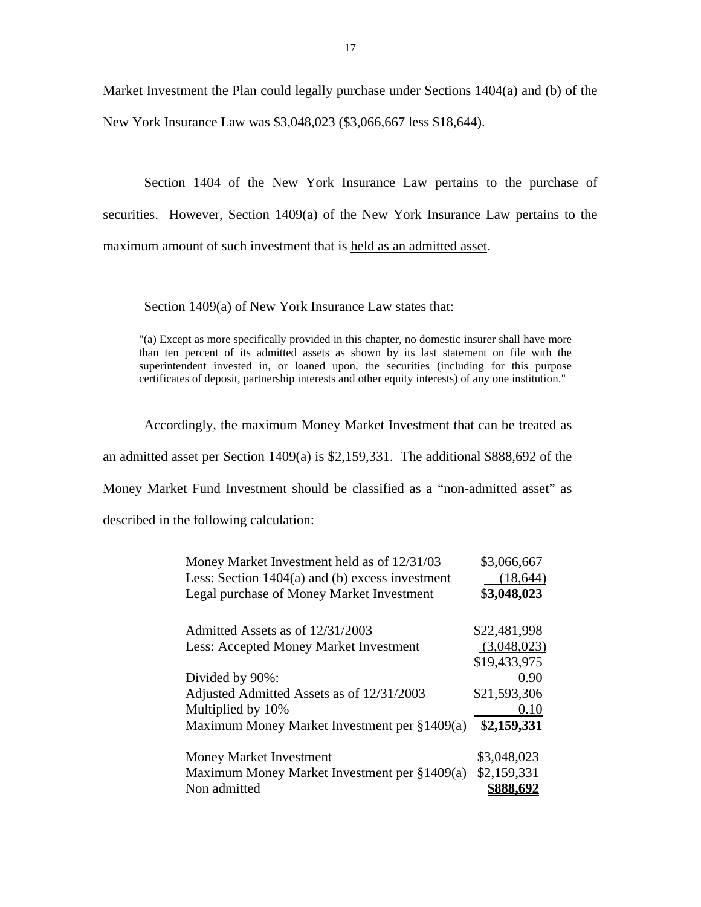Market Investment the Plan could legally purchase under Sections 1404(a) and (b) of the New York Insurance Law was \$3,048,023 (\$3,066,667 less \$18,644).

Section 1404 of the New York Insurance Law pertains to the <u>purchase</u> of securities. However, Section 1409(a) of the New York Insurance Law pertains to the maximum amount of such investment that is <u>held as an admitted asset</u>.

Section 1409(a) of New York Insurance Law states that:

> "(a) Except as more specifically provided in this chapter, no domestic insurer shall have more than ten percent of its admitted assets as shown by its last statement on file with the superintendent invested in, or loaned upon, the securities (including for this purpose certificates of deposit, partnership interests and other equity interests) of any one institution."

Accordingly, the maximum Money Market Investment that can be treated as an admitted asset per Section 1409(a) is \$2,159,331. The additional \$888,692 of the Money Market Fund Investment should be classified as a "non-admitted asset" as described in the following calculation:

| | |
|---|---|
| Money Market Investment held as of 12/31/03 | \$3,066,667 |
| Less: Section 1404(a) and (b) excess investment | (18,644) |
| Legal purchase of Money Market Investment | **\$3,048,023** |
| | |
| Admitted Assets as of 12/31/2003 | \$22,481,998 |
| Less: Accepted Money Market Investment | (3,048,023) |
| | \$19,433,975 |
| Divided by 90%: | 0.90 |
| Adjusted Admitted Assets as of 12/31/2003 | \$21,593,306 |
| Multiplied by 10% | 0.10 |
| Maximum Money Market Investment per §1409(a) | **\$2,159,331** |
| | |
| Money Market Investment | \$3,048,023 |
| Maximum Money Market Investment per §1409(a) | \$2,159,331 |
| Non admitted | **\$888,692** |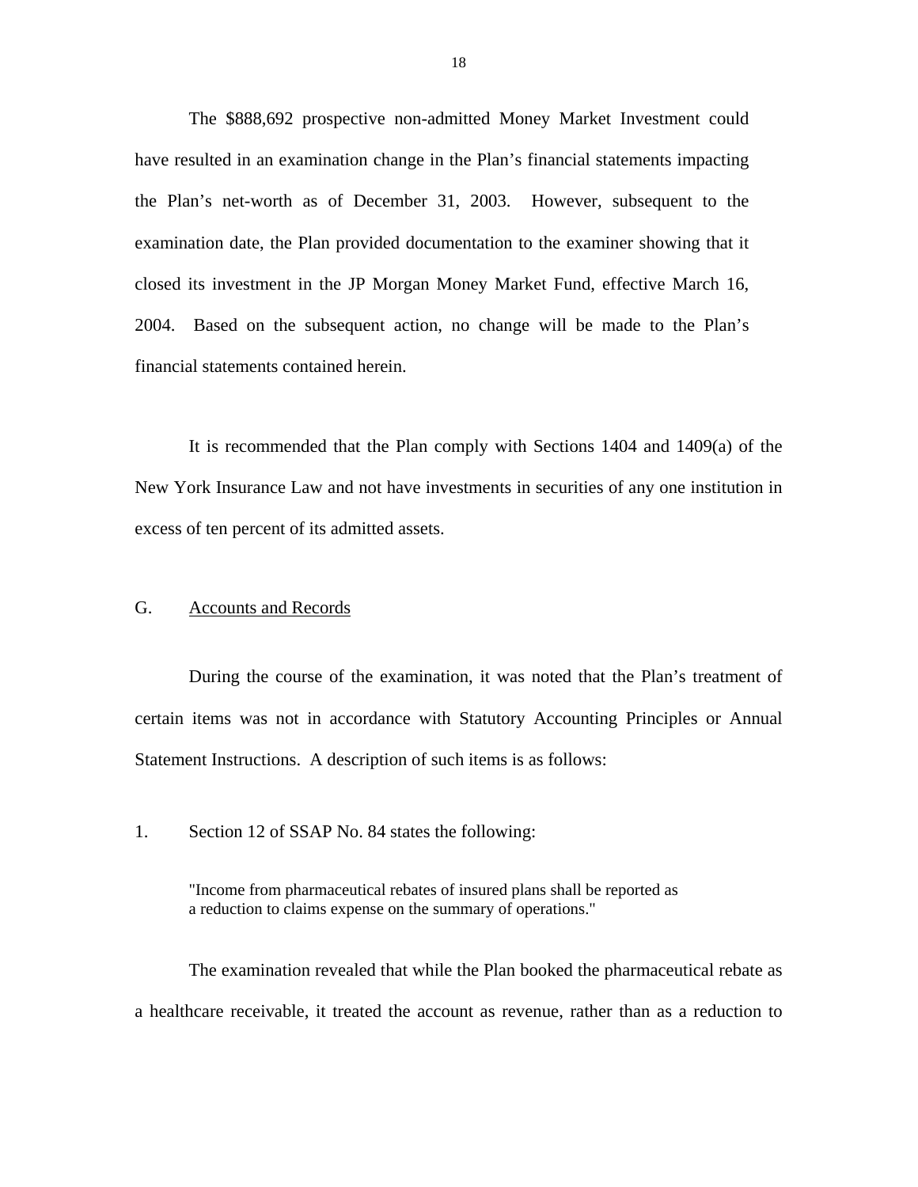The $888,692 prospective non-admitted Money Market Investment could have resulted in an examination change in the Plan's financial statements impacting the Plan's net-worth as of December 31, 2003. However, subsequent to the examination date, the Plan provided documentation to the examiner showing that it closed its investment in the JP Morgan Money Market Fund, effective March 16, 2004. Based on the subsequent action, no change will be made to the Plan's financial statements contained herein.

It is recommended that the Plan comply with Sections 1404 and 1409(a) of the New York Insurance Law and not have investments in securities of any one institution in excess of ten percent of its admitted assets.

## G. Accounts and Records

During the course of the examination, it was noted that the Plan's treatment of certain items was not in accordance with Statutory Accounting Principles or Annual Statement Instructions. A description of such items is as follows:

1. Section 12 of SSAP No. 84 states the following:

> "Income from pharmaceutical rebates of insured plans shall be reported as a reduction to claims expense on the summary of operations."

The examination revealed that while the Plan booked the pharmaceutical rebate as a healthcare receivable, it treated the account as revenue, rather than as a reduction to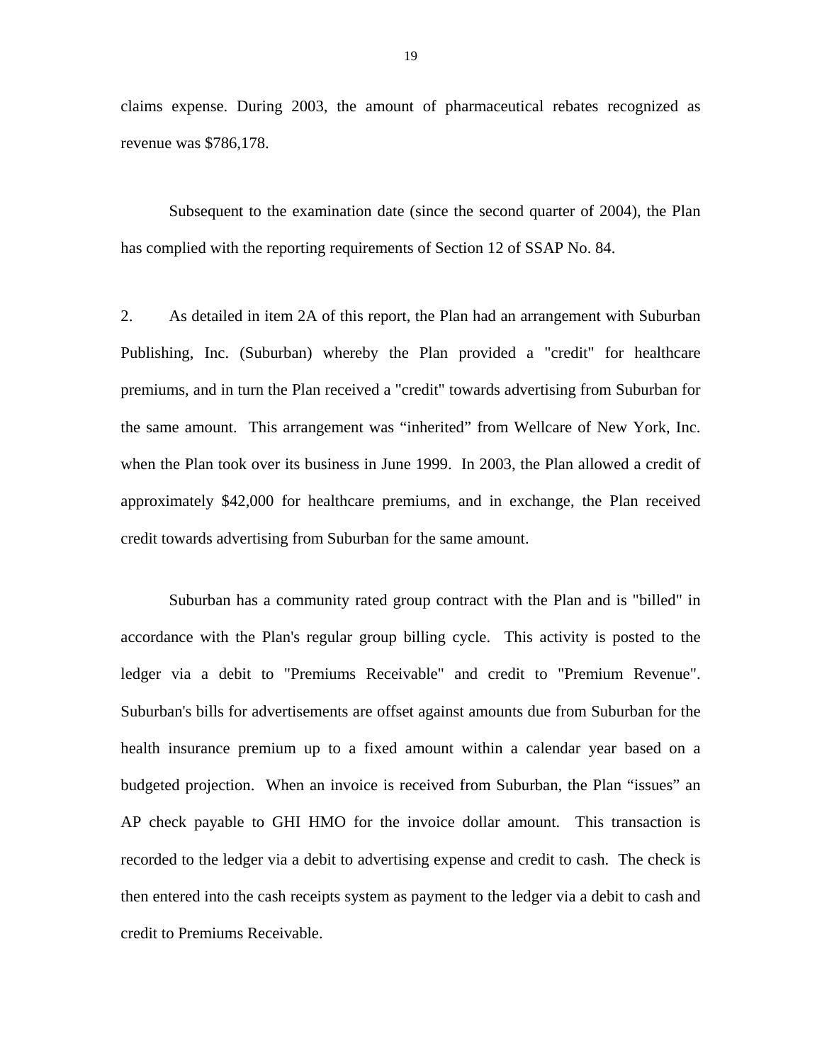claims expense. During 2003, the amount of pharmaceutical rebates recognized as revenue was $786,178.

Subsequent to the examination date (since the second quarter of 2004), the Plan has complied with the reporting requirements of Section 12 of SSAP No. 84.

2. As detailed in item 2A of this report, the Plan had an arrangement with Suburban Publishing, Inc. (Suburban) whereby the Plan provided a "credit" for healthcare premiums, and in turn the Plan received a "credit" towards advertising from Suburban for the same amount. This arrangement was “inherited” from Wellcare of New York, Inc. when the Plan took over its business in June 1999. In 2003, the Plan allowed a credit of approximately $42,000 for healthcare premiums, and in exchange, the Plan received credit towards advertising from Suburban for the same amount.

Suburban has a community rated group contract with the Plan and is "billed" in accordance with the Plan's regular group billing cycle. This activity is posted to the ledger via a debit to "Premiums Receivable" and credit to "Premium Revenue". Suburban's bills for advertisements are offset against amounts due from Suburban for the health insurance premium up to a fixed amount within a calendar year based on a budgeted projection. When an invoice is received from Suburban, the Plan “issues” an AP check payable to GHI HMO for the invoice dollar amount. This transaction is recorded to the ledger via a debit to advertising expense and credit to cash. The check is then entered into the cash receipts system as payment to the ledger via a debit to cash and credit to Premiums Receivable.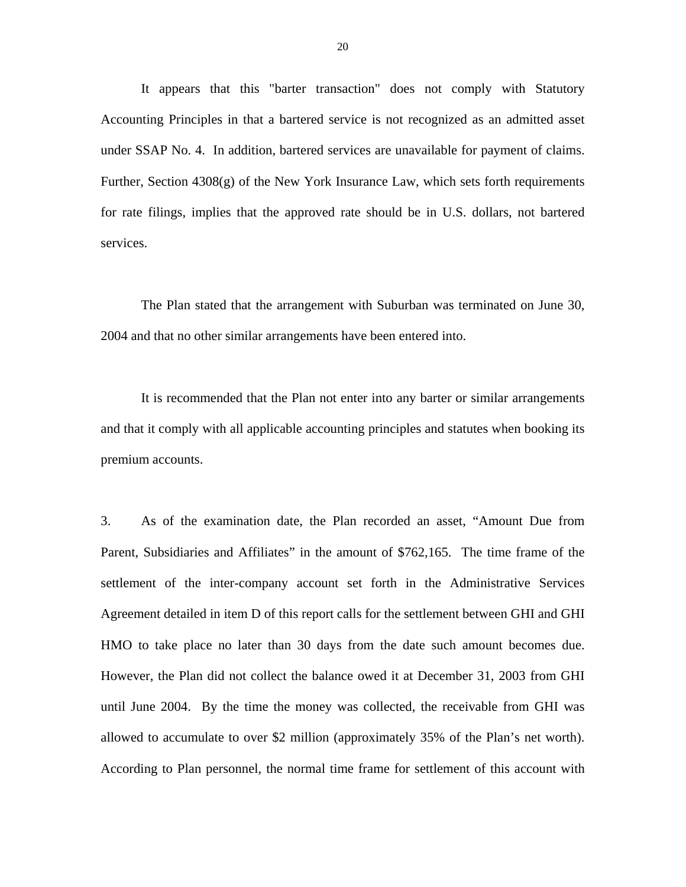It appears that this "barter transaction" does not comply with Statutory Accounting Principles in that a bartered service is not recognized as an admitted asset under SSAP No. 4. In addition, bartered services are unavailable for payment of claims. Further, Section 4308(g) of the New York Insurance Law, which sets forth requirements for rate filings, implies that the approved rate should be in U.S. dollars, not bartered services.

The Plan stated that the arrangement with Suburban was terminated on June 30, 2004 and that no other similar arrangements have been entered into.

It is recommended that the Plan not enter into any barter or similar arrangements and that it comply with all applicable accounting principles and statutes when booking its premium accounts.

3. As of the examination date, the Plan recorded an asset, "Amount Due from Parent, Subsidiaries and Affiliates" in the amount of $762,165. The time frame of the settlement of the inter-company account set forth in the Administrative Services Agreement detailed in item D of this report calls for the settlement between GHI and GHI HMO to take place no later than 30 days from the date such amount becomes due. However, the Plan did not collect the balance owed it at December 31, 2003 from GHI until June 2004. By the time the money was collected, the receivable from GHI was allowed to accumulate to over $2 million (approximately 35% of the Plan's net worth). According to Plan personnel, the normal time frame for settlement of this account with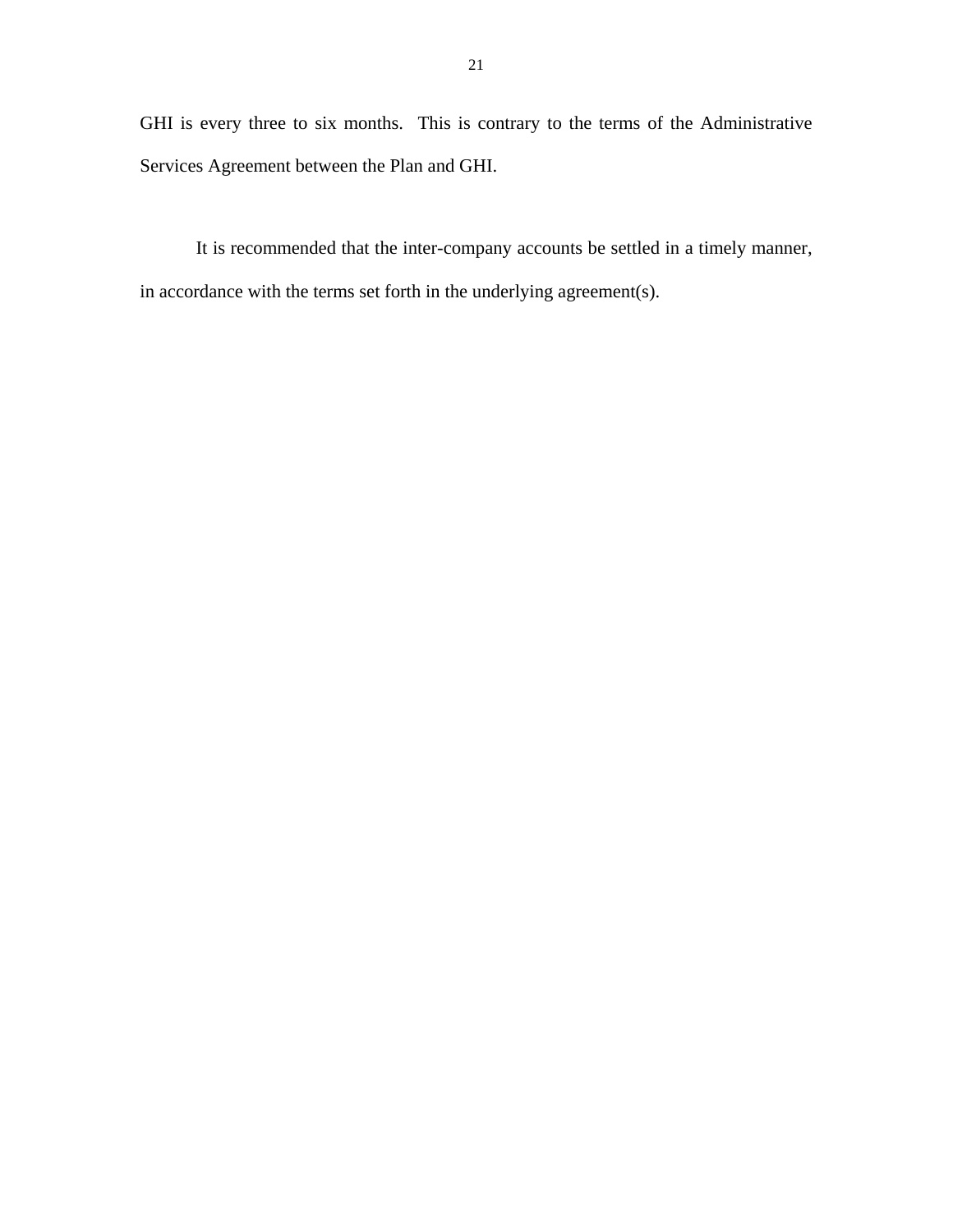GHI is every three to six months. This is contrary to the terms of the Administrative Services Agreement between the Plan and GHI.

It is recommended that the inter-company accounts be settled in a timely manner, in accordance with the terms set forth in the underlying agreement(s).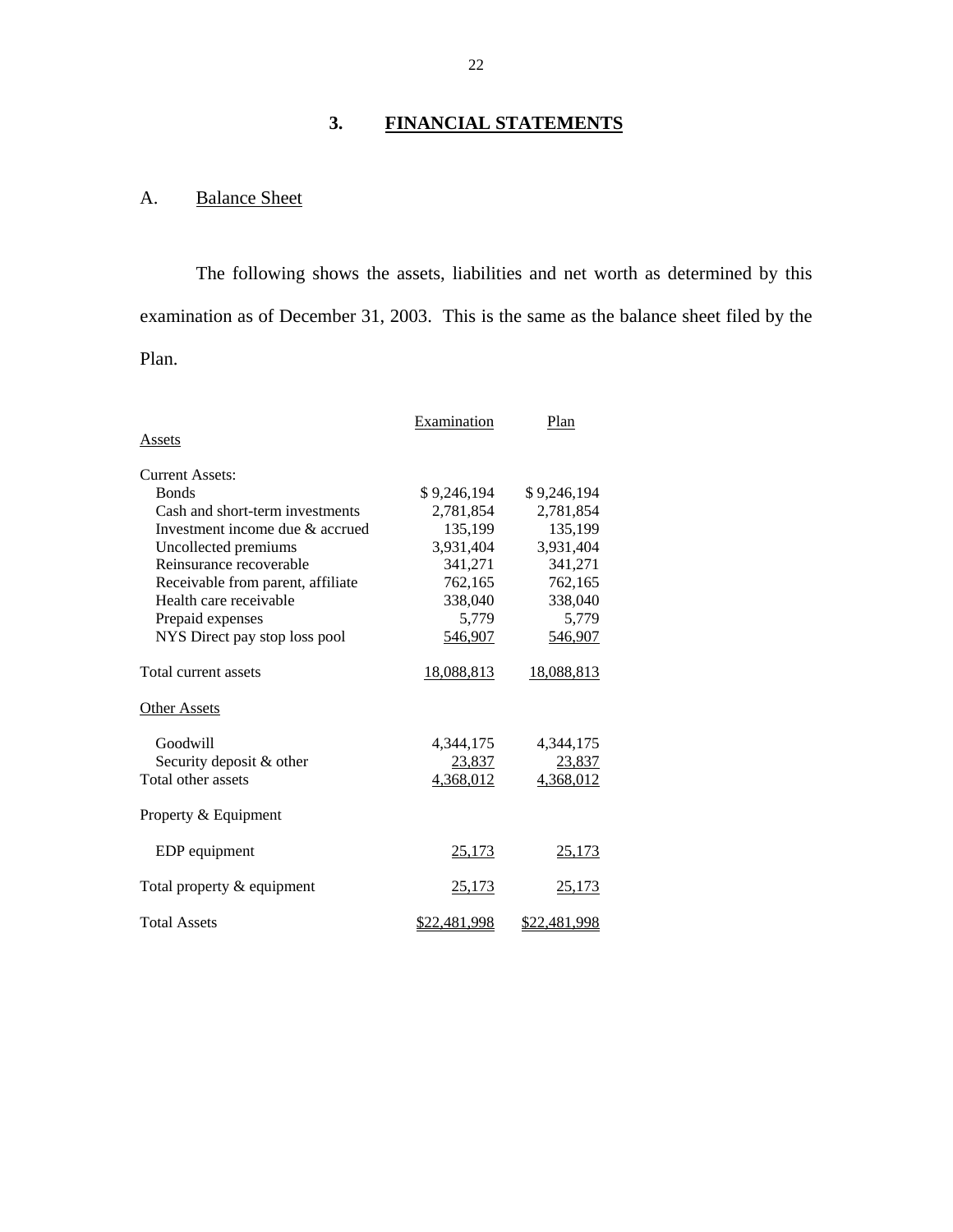# 3. FINANCIAL STATEMENTS

## A. Balance Sheet

The following shows the assets, liabilities and net worth as determined by this examination as of December 31, 2003. This is the same as the balance sheet filed by the Plan.

| | Examination | Plan |
|---|---|---|
| Assets | | |
| Current Assets: | | |
| Bonds | $ 9,246,194 | $ 9,246,194 |
| Cash and short-term investments | 2,781,854 | 2,781,854 |
| Investment income due & accrued | 135,199 | 135,199 |
| Uncollected premiums | 3,931,404 | 3,931,404 |
| Reinsurance recoverable | 341,271 | 341,271 |
| Receivable from parent, affiliate | 762,165 | 762,165 |
| Health care receivable | 338,040 | 338,040 |
| Prepaid expenses | 5,779 | 5,779 |
| NYS Direct pay stop loss pool | 546,907 | 546,907 |
| Total current assets | 18,088,813 | 18,088,813 |
| Other Assets | | |
| Goodwill | 4,344,175 | 4,344,175 |
| Security deposit & other | 23,837 | 23,837 |
| Total other assets | 4,368,012 | 4,368,012 |
| Property & Equipment | | |
| EDP equipment | 25,173 | 25,173 |
| Total property & equipment | 25,173 | 25,173 |
| Total Assets | $22,481,998 | $22,481,998 |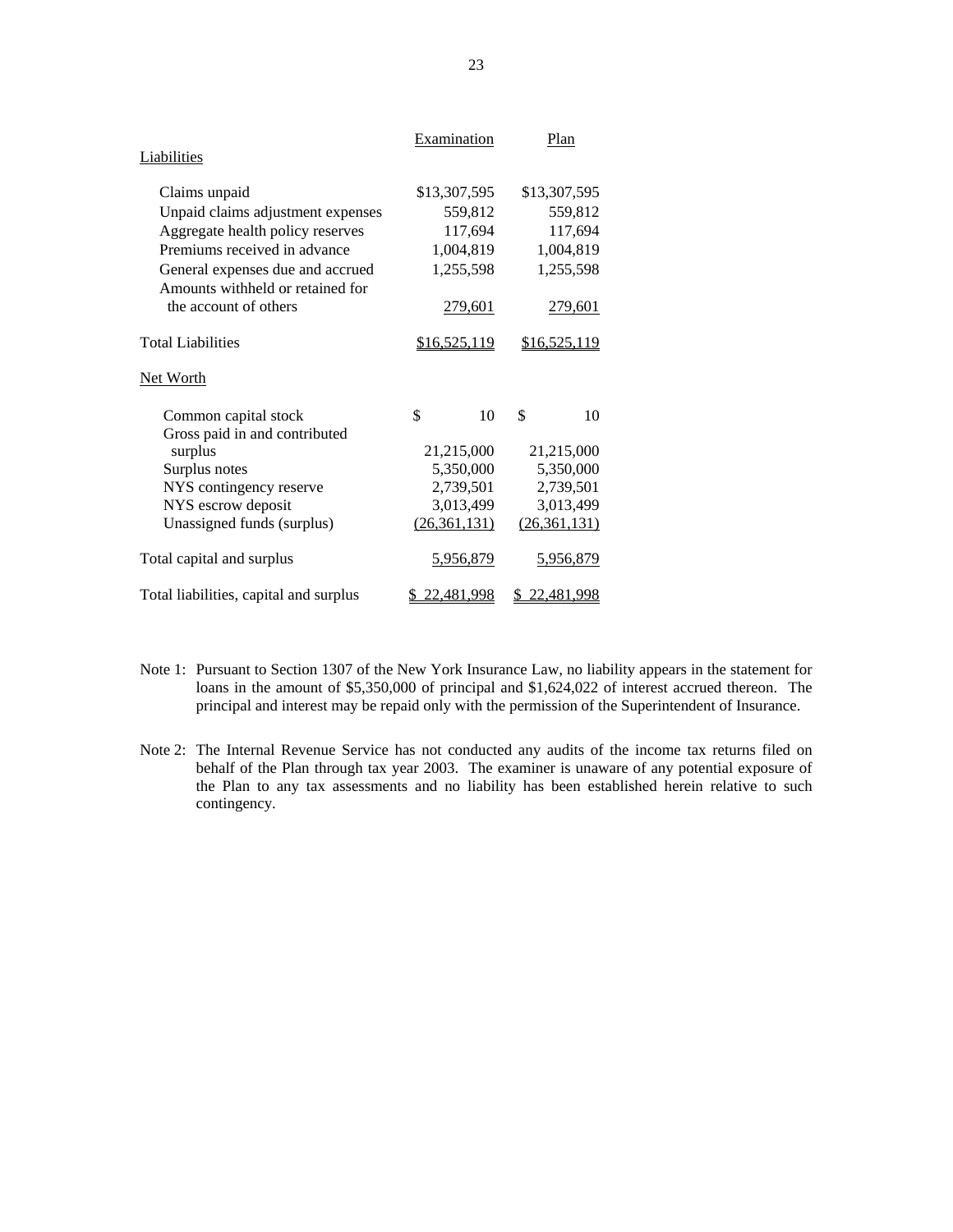| | Examination | Plan |
|---|---|---|
| Liabilities | | |
| Claims unpaid | $13,307,595 | $13,307,595 |
| Unpaid claims adjustment expenses | 559,812 | 559,812 |
| Aggregate health policy reserves | 117,694 | 117,694 |
| Premiums received in advance | 1,004,819 | 1,004,819 |
| General expenses due and accrued | 1,255,598 | 1,255,598 |
| Amounts withheld or retained for the account of others | 279,601 | 279,601 |
| Total Liabilities | $16,525,119 | $16,525,119 |
| Net Worth | | |
| Common capital stock | $ 10 | $ 10 |
| Gross paid in and contributed surplus | 21,215,000 | 21,215,000 |
| Surplus notes | 5,350,000 | 5,350,000 |
| NYS contingency reserve | 2,739,501 | 2,739,501 |
| NYS escrow deposit | 3,013,499 | 3,013,499 |
| Unassigned funds (surplus) | (26,361,131) | (26,361,131) |
| Total capital and surplus | 5,956,879 | 5,956,879 |
| Total liabilities, capital and surplus | $ 22,481,998 | $ 22,481,998 |

Note 1: Pursuant to Section 1307 of the New York Insurance Law, no liability appears in the statement for loans in the amount of $5,350,000 of principal and $1,624,022 of interest accrued thereon. The principal and interest may be repaid only with the permission of the Superintendent of Insurance.

Note 2: The Internal Revenue Service has not conducted any audits of the income tax returns filed on behalf of the Plan through tax year 2003. The examiner is unaware of any potential exposure of the Plan to any tax assessments and no liability has been established herein relative to such contingency.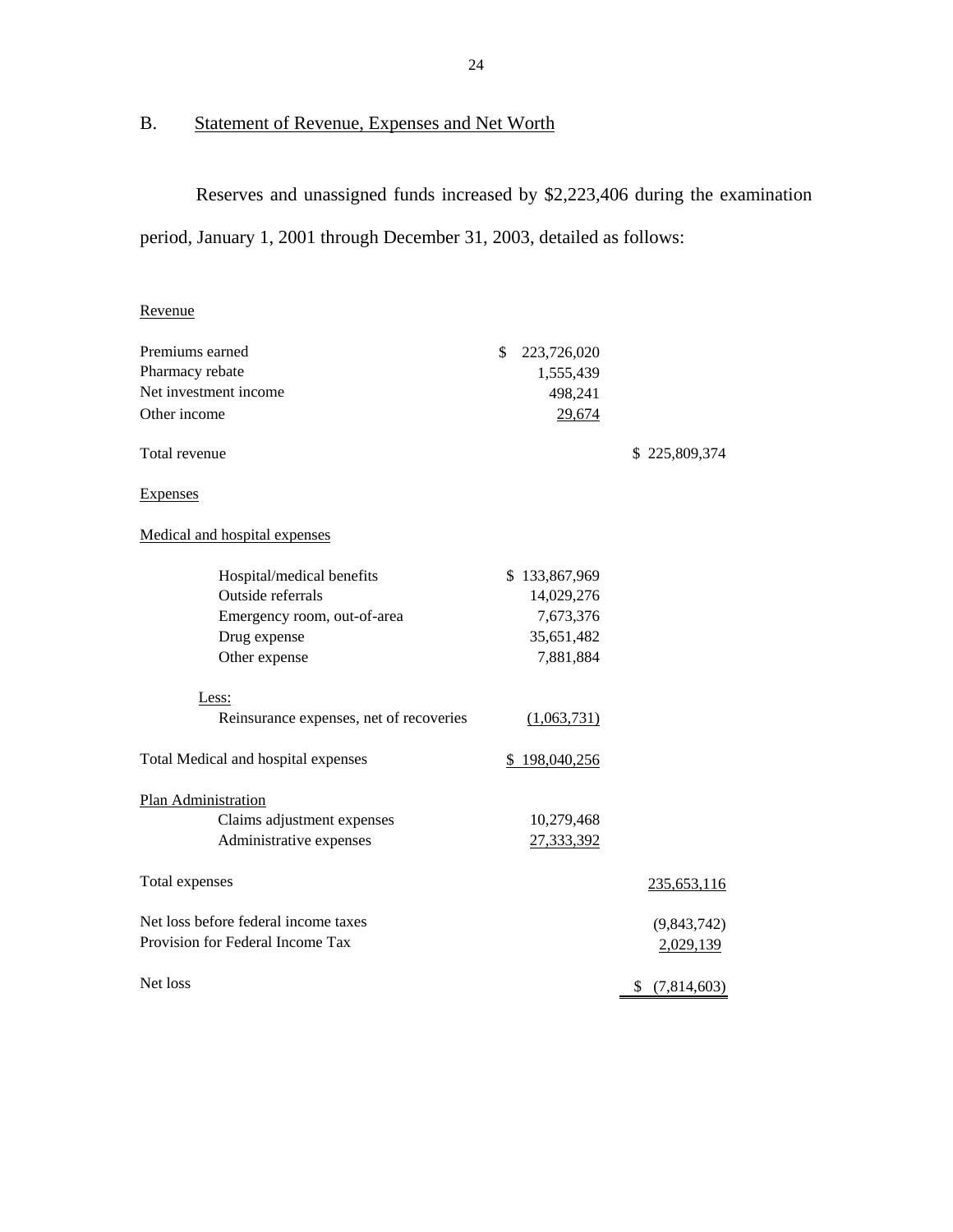## B. Statement of Revenue, Expenses and Net Worth

Reserves and unassigned funds increased by $2,223,406 during the examination period, January 1, 2001 through December 31, 2003, detailed as follows:

| | | |
|---|---|---|
| Revenue | | |
| Premiums earned | $ 223,726,020 | |
| Pharmacy rebate | 1,555,439 | |
| Net investment income | 498,241 | |
| Other income | 29,674 | |
| Total revenue | | $ 225,809,374 |
| Expenses | | |
| Medical and hospital expenses | | |
| Hospital/medical benefits | $ 133,867,969 | |
| Outside referrals | 14,029,276 | |
| Emergency room, out-of-area | 7,673,376 | |
| Drug expense | 35,651,482 | |
| Other expense | 7,881,884 | |
| Less: | | |
| Reinsurance expenses, net of recoveries | (1,063,731) | |
| Total Medical and hospital expenses | $ 198,040,256 | |
| Plan Administration | | |
| Claims adjustment expenses | 10,279,468 | |
| Administrative expenses | 27,333,392 | |
| Total expenses | | 235,653,116 |
| Net loss before federal income taxes | | (9,843,742) |
| Provision for Federal Income Tax | | 2,029,139 |
| Net loss | | $ (7,814,603) |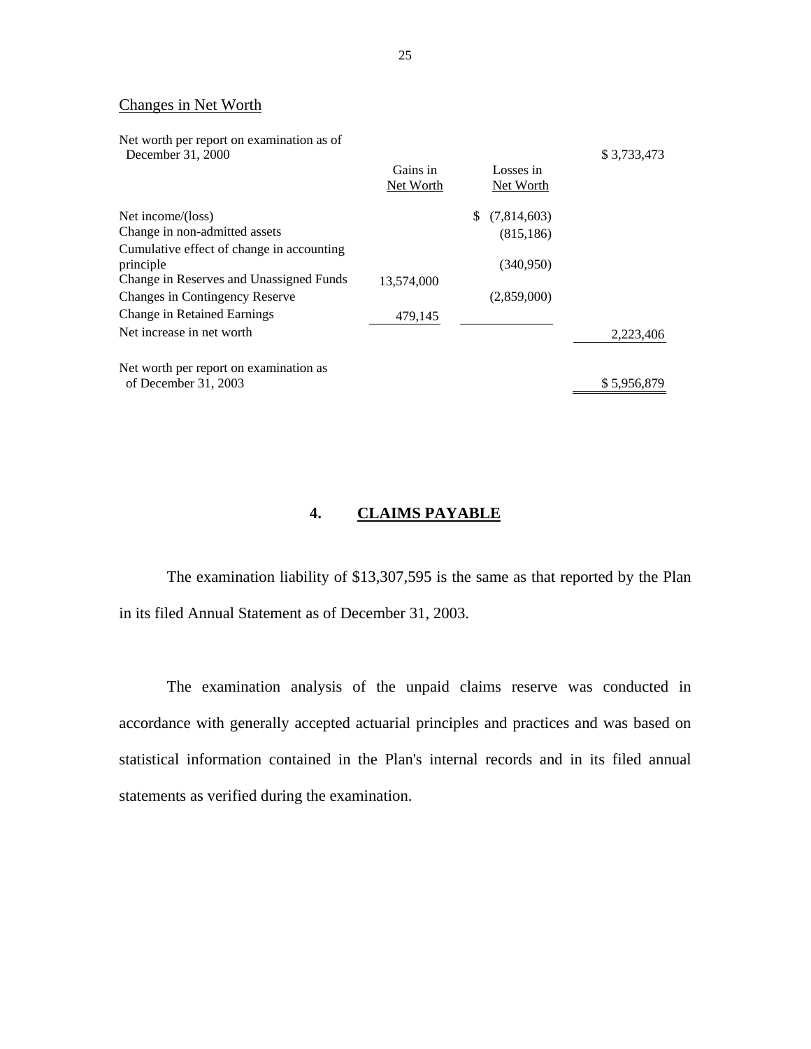Changes in Net Worth

| | Gains in Net Worth | Losses in Net Worth | |
|---|---|---|---|
| Net worth per report on examination as of December 31, 2000 | | | $ 3,733,473 |
| Net income/(loss) | | $ (7,814,603) | |
| Change in non-admitted assets | | (815,186) | |
| Cumulative effect of change in accounting principle | | (340,950) | |
| Change in Reserves and Unassigned Funds | 13,574,000 | | |
| Changes in Contingency Reserve | | (2,859,000) | |
| Change in Retained Earnings | 479,145 | | |
| Net increase in net worth | | | 2,223,406 |
| Net worth per report on examination as of December 31, 2003 | | | $ 5,956,879 |

## 4. CLAIMS PAYABLE

The examination liability of $13,307,595 is the same as that reported by the Plan in its filed Annual Statement as of December 31, 2003.

The examination analysis of the unpaid claims reserve was conducted in accordance with generally accepted actuarial principles and practices and was based on statistical information contained in the Plan's internal records and in its filed annual statements as verified during the examination.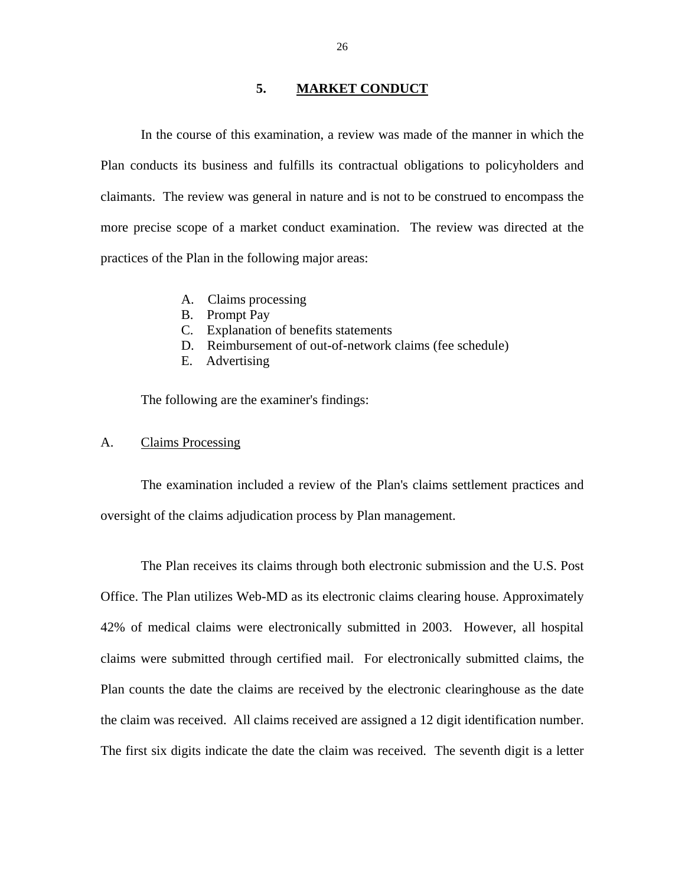## 5. MARKET CONDUCT

In the course of this examination, a review was made of the manner in which the Plan conducts its business and fulfills its contractual obligations to policyholders and claimants. The review was general in nature and is not to be construed to encompass the more precise scope of a market conduct examination. The review was directed at the practices of the Plan in the following major areas:

A. Claims processing
B. Prompt Pay
C. Explanation of benefits statements
D. Reimbursement of out-of-network claims (fee schedule)
E. Advertising

The following are the examiner's findings:

A. Claims Processing

The examination included a review of the Plan's claims settlement practices and oversight of the claims adjudication process by Plan management.

The Plan receives its claims through both electronic submission and the U.S. Post Office. The Plan utilizes Web-MD as its electronic claims clearing house. Approximately 42% of medical claims were electronically submitted in 2003. However, all hospital claims were submitted through certified mail. For electronically submitted claims, the Plan counts the date the claims are received by the electronic clearinghouse as the date the claim was received. All claims received are assigned a 12 digit identification number. The first six digits indicate the date the claim was received. The seventh digit is a letter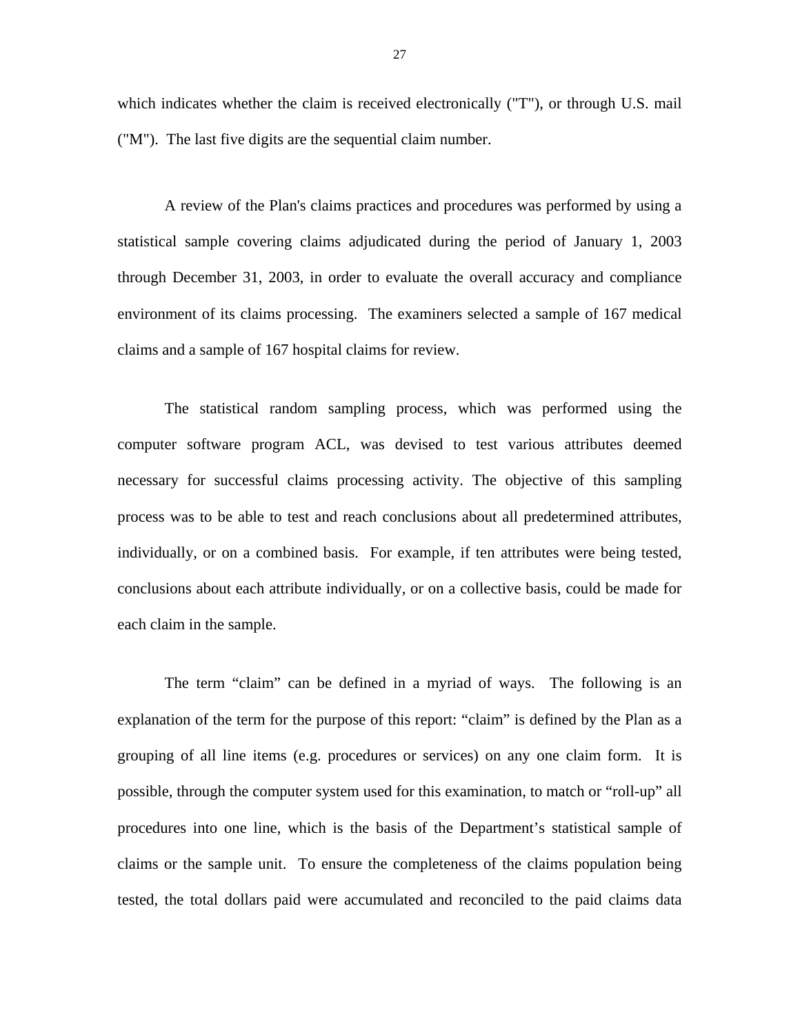which indicates whether the claim is received electronically ("T"), or through U.S. mail ("M"). The last five digits are the sequential claim number.

A review of the Plan's claims practices and procedures was performed by using a statistical sample covering claims adjudicated during the period of January 1, 2003 through December 31, 2003, in order to evaluate the overall accuracy and compliance environment of its claims processing. The examiners selected a sample of 167 medical claims and a sample of 167 hospital claims for review.

The statistical random sampling process, which was performed using the computer software program ACL, was devised to test various attributes deemed necessary for successful claims processing activity. The objective of this sampling process was to be able to test and reach conclusions about all predetermined attributes, individually, or on a combined basis. For example, if ten attributes were being tested, conclusions about each attribute individually, or on a collective basis, could be made for each claim in the sample.

The term "claim" can be defined in a myriad of ways. The following is an explanation of the term for the purpose of this report: "claim" is defined by the Plan as a grouping of all line items (e.g. procedures or services) on any one claim form. It is possible, through the computer system used for this examination, to match or "roll-up" all procedures into one line, which is the basis of the Department's statistical sample of claims or the sample unit. To ensure the completeness of the claims population being tested, the total dollars paid were accumulated and reconciled to the paid claims data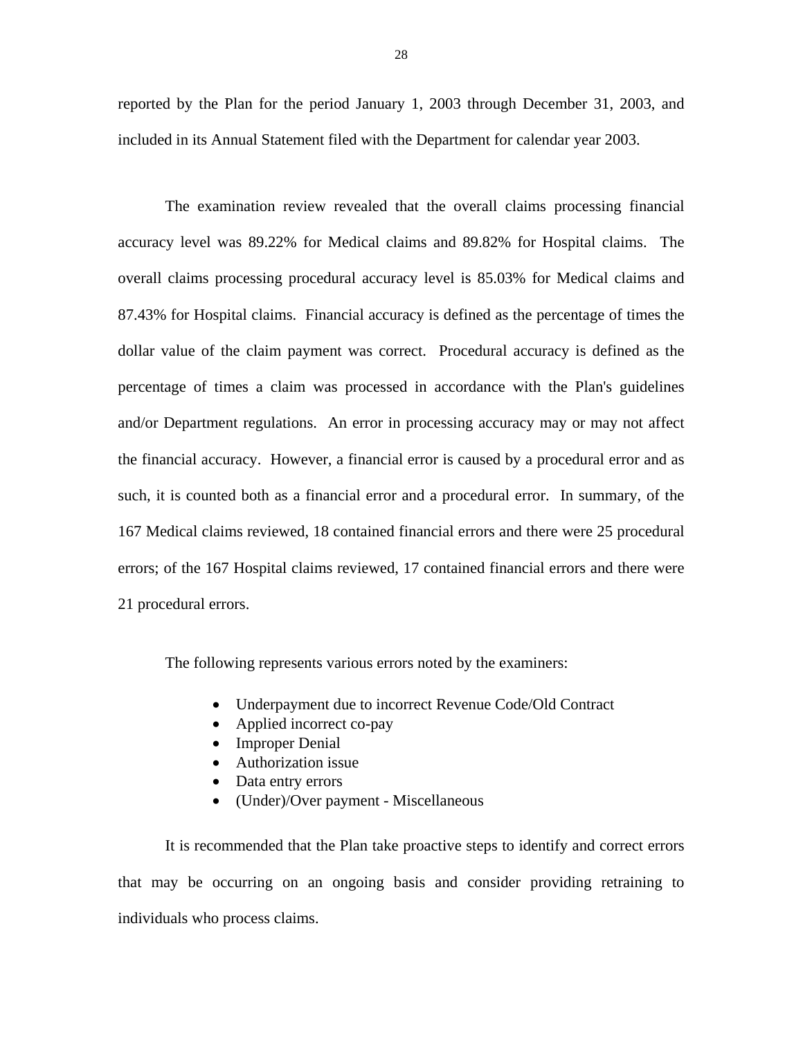reported by the Plan for the period January 1, 2003 through December 31, 2003, and included in its Annual Statement filed with the Department for calendar year 2003.

The examination review revealed that the overall claims processing financial accuracy level was 89.22% for Medical claims and 89.82% for Hospital claims. The overall claims processing procedural accuracy level is 85.03% for Medical claims and 87.43% for Hospital claims. Financial accuracy is defined as the percentage of times the dollar value of the claim payment was correct. Procedural accuracy is defined as the percentage of times a claim was processed in accordance with the Plan's guidelines and/or Department regulations. An error in processing accuracy may or may not affect the financial accuracy. However, a financial error is caused by a procedural error and as such, it is counted both as a financial error and a procedural error. In summary, of the 167 Medical claims reviewed, 18 contained financial errors and there were 25 procedural errors; of the 167 Hospital claims reviewed, 17 contained financial errors and there were 21 procedural errors.

The following represents various errors noted by the examiners:

- Underpayment due to incorrect Revenue Code/Old Contract
- Applied incorrect co-pay
- Improper Denial
- Authorization issue
- Data entry errors
- (Under)/Over payment - Miscellaneous

It is recommended that the Plan take proactive steps to identify and correct errors that may be occurring on an ongoing basis and consider providing retraining to individuals who process claims.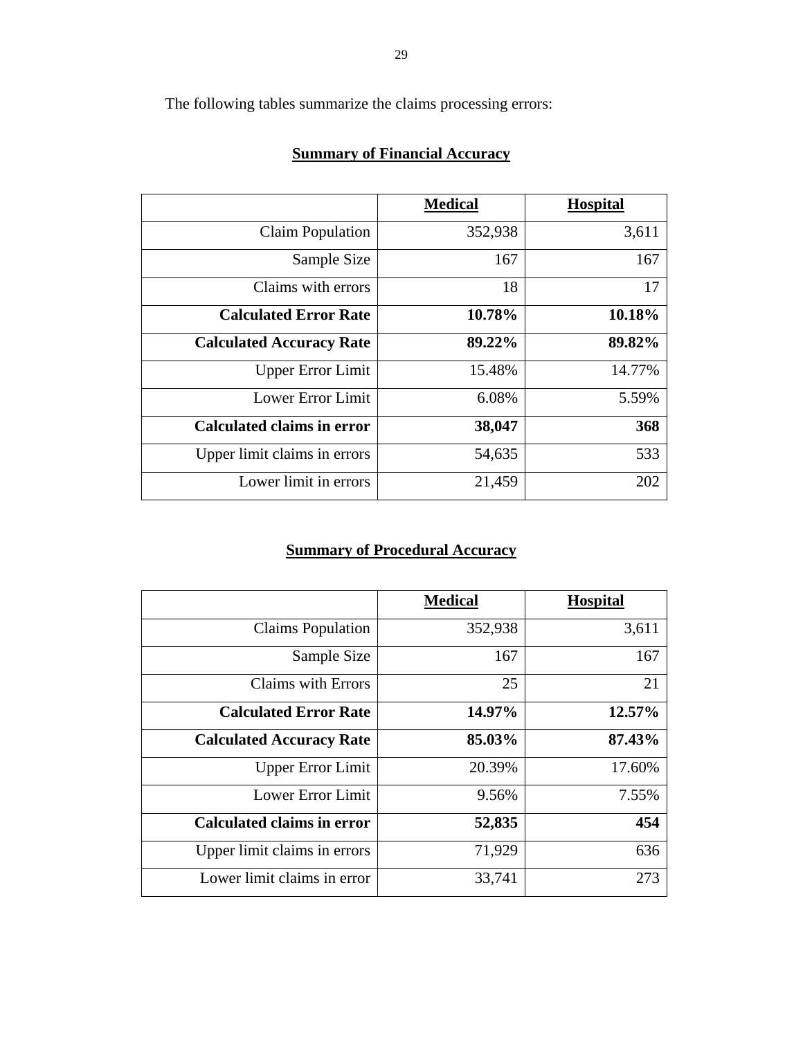The following tables summarize the claims processing errors:

**Summary of Financial Accuracy**

| | **Medical** | **Hospital** |
|---|---|---|
| Claim Population | 352,938 | 3,611 |
| Sample Size | 167 | 167 |
| Claims with errors | 18 | 17 |
| **Calculated Error Rate** | **10.78%** | **10.18%** |
| **Calculated Accuracy Rate** | **89.22%** | **89.82%** |
| Upper Error Limit | 15.48% | 14.77% |
| Lower Error Limit | 6.08% | 5.59% |
| **Calculated claims in error** | **38,047** | **368** |
| Upper limit claims in errors | 54,635 | 533 |
| Lower limit in errors | 21,459 | 202 |

**Summary of Procedural Accuracy**

| | **Medical** | **Hospital** |
|---|---|---|
| Claims Population | 352,938 | 3,611 |
| Sample Size | 167 | 167 |
| Claims with Errors | 25 | 21 |
| **Calculated Error Rate** | **14.97%** | **12.57%** |
| **Calculated Accuracy Rate** | **85.03%** | **87.43%** |
| Upper Error Limit | 20.39% | 17.60% |
| Lower Error Limit | 9.56% | 7.55% |
| **Calculated claims in error** | **52,835** | **454** |
| Upper limit claims in errors | 71,929 | 636 |
| Lower limit claims in error | 33,741 | 273 |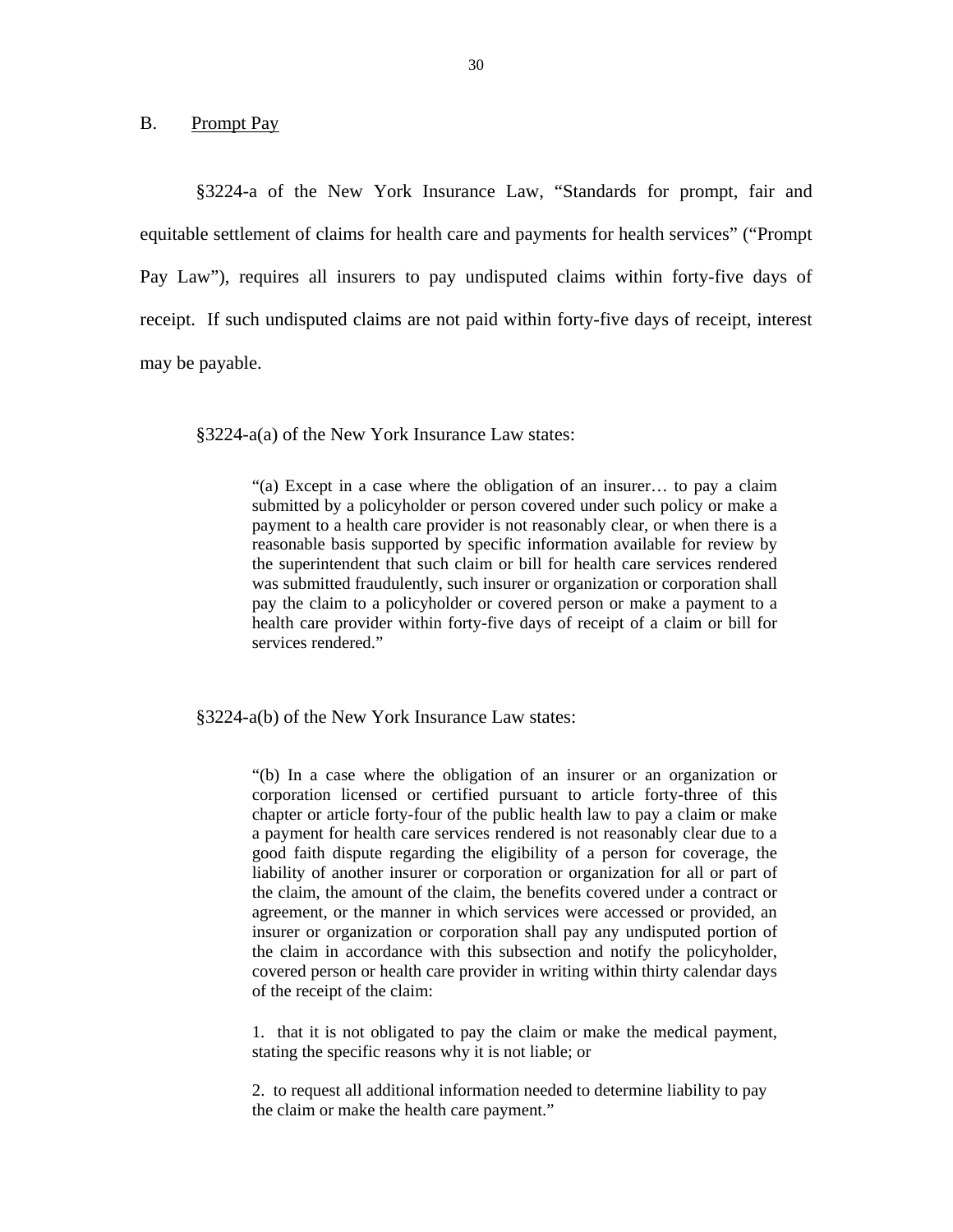## B. Prompt Pay

§3224-a of the New York Insurance Law, "Standards for prompt, fair and equitable settlement of claims for health care and payments for health services" ("Prompt Pay Law"), requires all insurers to pay undisputed claims within forty-five days of receipt. If such undisputed claims are not paid within forty-five days of receipt, interest may be payable.

§3224-a(a) of the New York Insurance Law states:

> "(a) Except in a case where the obligation of an insurer… to pay a claim submitted by a policyholder or person covered under such policy or make a payment to a health care provider is not reasonably clear, or when there is a reasonable basis supported by specific information available for review by the superintendent that such claim or bill for health care services rendered was submitted fraudulently, such insurer or organization or corporation shall pay the claim to a policyholder or covered person or make a payment to a health care provider within forty-five days of receipt of a claim or bill for services rendered."

§3224-a(b) of the New York Insurance Law states:

> "(b) In a case where the obligation of an insurer or an organization or corporation licensed or certified pursuant to article forty-three of this chapter or article forty-four of the public health law to pay a claim or make a payment for health care services rendered is not reasonably clear due to a good faith dispute regarding the eligibility of a person for coverage, the liability of another insurer or corporation or organization for all or part of the claim, the amount of the claim, the benefits covered under a contract or agreement, or the manner in which services were accessed or provided, an insurer or organization or corporation shall pay any undisputed portion of the claim in accordance with this subsection and notify the policyholder, covered person or health care provider in writing within thirty calendar days of the receipt of the claim:
>
> 1. that it is not obligated to pay the claim or make the medical payment, stating the specific reasons why it is not liable; or
>
> 2. to request all additional information needed to determine liability to pay the claim or make the health care payment."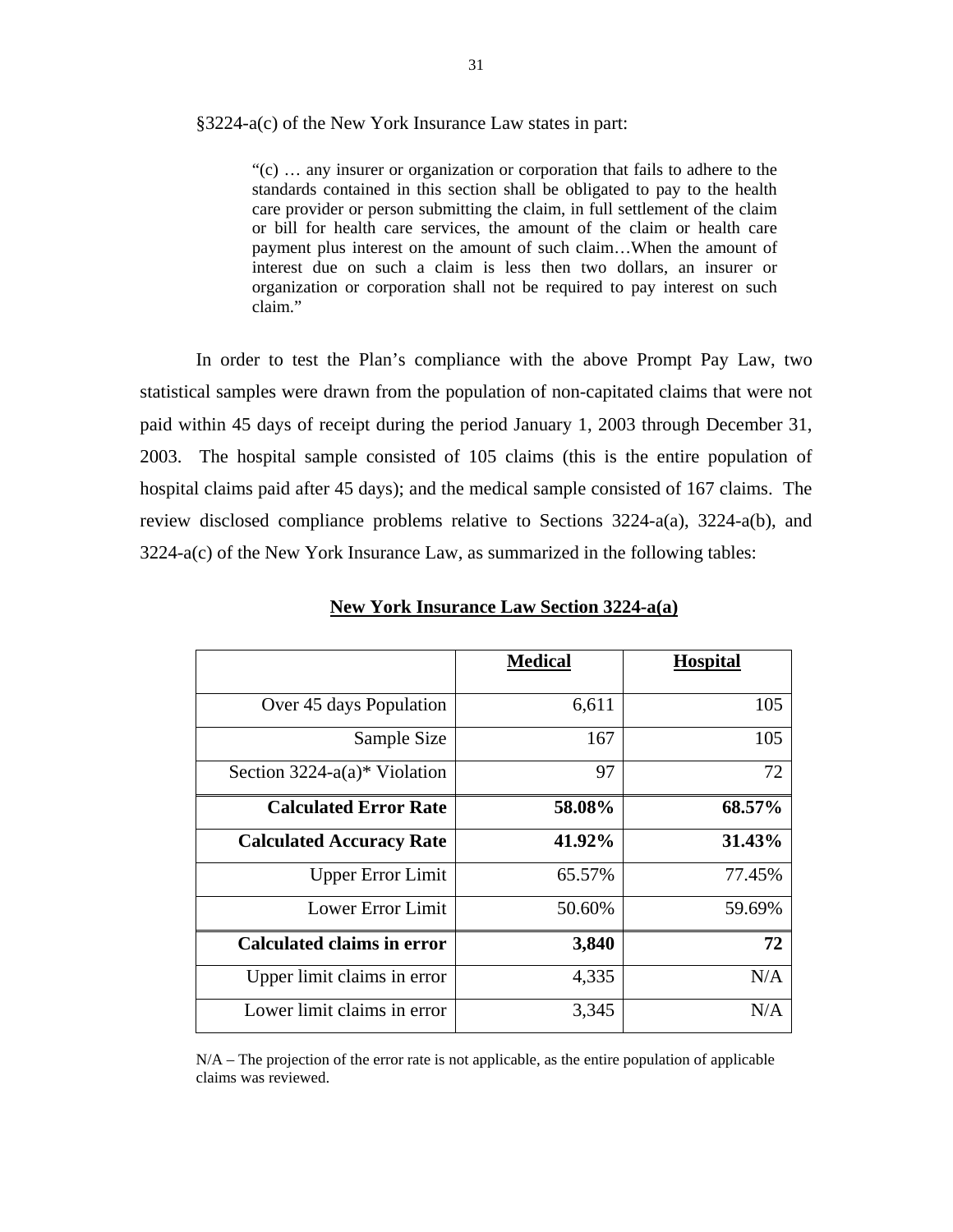§3224-a(c) of the New York Insurance Law states in part:

> "(c) … any insurer or organization or corporation that fails to adhere to the standards contained in this section shall be obligated to pay to the health care provider or person submitting the claim, in full settlement of the claim or bill for health care services, the amount of the claim or health care payment plus interest on the amount of such claim…When the amount of interest due on such a claim is less then two dollars, an insurer or organization or corporation shall not be required to pay interest on such claim."

In order to test the Plan's compliance with the above Prompt Pay Law, two statistical samples were drawn from the population of non-capitated claims that were not paid within 45 days of receipt during the period January 1, 2003 through December 31, 2003. The hospital sample consisted of 105 claims (this is the entire population of hospital claims paid after 45 days); and the medical sample consisted of 167 claims. The review disclosed compliance problems relative to Sections 3224-a(a), 3224-a(b), and 3224-a(c) of the New York Insurance Law, as summarized in the following tables:

**New York Insurance Law Section 3224-a(a)**

| | **Medical** | **Hospital** |
|---|---|---|
| Over 45 days Population | 6,611 | 105 |
| Sample Size | 167 | 105 |
| Section 3224-a(a)* Violation | 97 | 72 |
| **Calculated Error Rate** | **58.08%** | **68.57%** |
| **Calculated Accuracy Rate** | **41.92%** | **31.43%** |
| Upper Error Limit | 65.57% | 77.45% |
| Lower Error Limit | 50.60% | 59.69% |
| **Calculated claims in error** | **3,840** | **72** |
| Upper limit claims in error | 4,335 | N/A |
| Lower limit claims in error | 3,345 | N/A |

N/A – The projection of the error rate is not applicable, as the entire population of applicable claims was reviewed.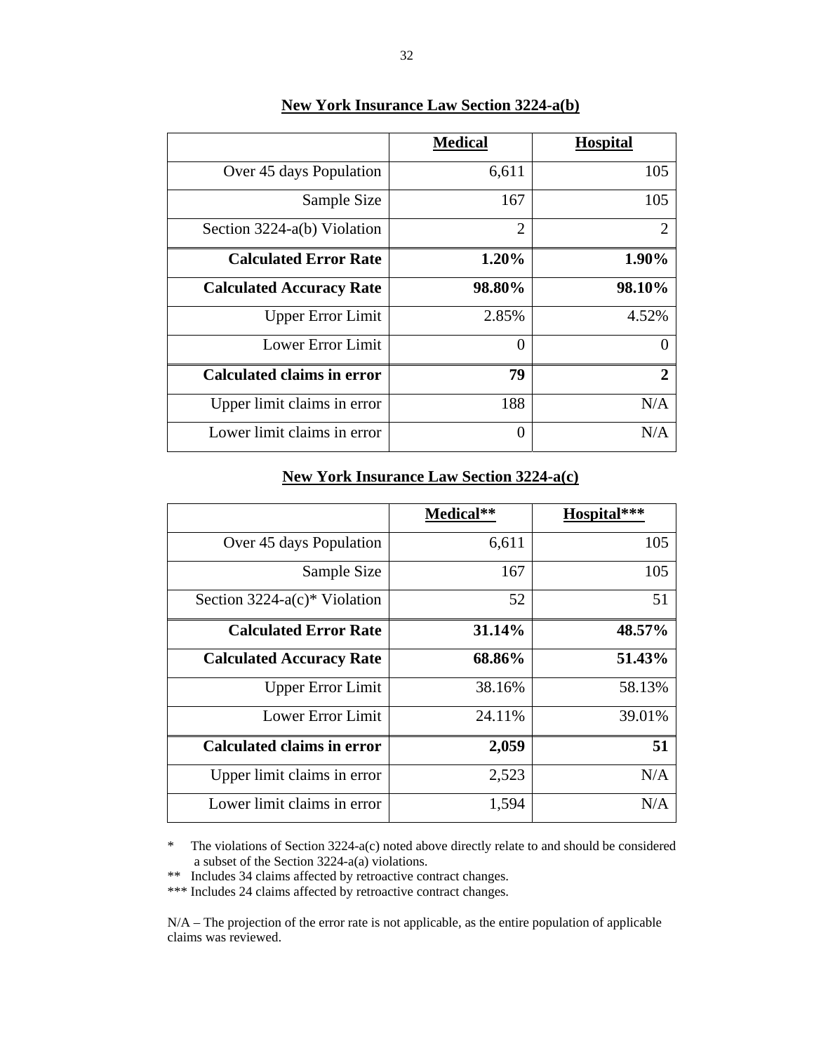**New York Insurance Law Section 3224-a(b)**

| | **Medical** | **Hospital** |
|---|---|---|
| Over 45 days Population | 6,611 | 105 |
| Sample Size | 167 | 105 |
| Section 3224-a(b) Violation | 2 | 2 |
| **Calculated Error Rate** | **1.20%** | **1.90%** |
| **Calculated Accuracy Rate** | **98.80%** | **98.10%** |
| Upper Error Limit | 2.85% | 4.52% |
| Lower Error Limit | 0 | 0 |
| **Calculated claims in error** | **79** | **2** |
| Upper limit claims in error | 188 | N/A |
| Lower limit claims in error | 0 | N/A |

**New York Insurance Law Section 3224-a(c)**

| | **Medical\*\*** | **Hospital\*\*\*** |
|---|---|---|
| Over 45 days Population | 6,611 | 105 |
| Sample Size | 167 | 105 |
| Section 3224-a(c)* Violation | 52 | 51 |
| **Calculated Error Rate** | **31.14%** | **48.57%** |
| **Calculated Accuracy Rate** | **68.86%** | **51.43%** |
| Upper Error Limit | 38.16% | 58.13% |
| Lower Error Limit | 24.11% | 39.01% |
| **Calculated claims in error** | **2,059** | **51** |
| Upper limit claims in error | 2,523 | N/A |
| Lower limit claims in error | 1,594 | N/A |

\* The violations of Section 3224-a(c) noted above directly relate to and should be considered a subset of the Section 3224-a(a) violations.

\*\* Includes 34 claims affected by retroactive contract changes.

\*\*\* Includes 24 claims affected by retroactive contract changes.

N/A – The projection of the error rate is not applicable, as the entire population of applicable claims was reviewed.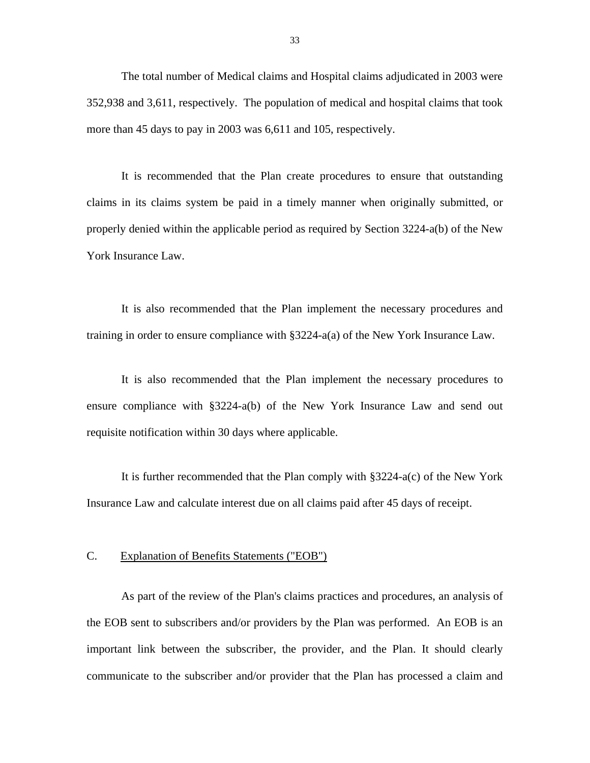The total number of Medical claims and Hospital claims adjudicated in 2003 were 352,938 and 3,611, respectively. The population of medical and hospital claims that took more than 45 days to pay in 2003 was 6,611 and 105, respectively.

It is recommended that the Plan create procedures to ensure that outstanding claims in its claims system be paid in a timely manner when originally submitted, or properly denied within the applicable period as required by Section 3224-a(b) of the New York Insurance Law.

It is also recommended that the Plan implement the necessary procedures and training in order to ensure compliance with §3224-a(a) of the New York Insurance Law.

It is also recommended that the Plan implement the necessary procedures to ensure compliance with §3224-a(b) of the New York Insurance Law and send out requisite notification within 30 days where applicable.

It is further recommended that the Plan comply with §3224-a(c) of the New York Insurance Law and calculate interest due on all claims paid after 45 days of receipt.

## C. Explanation of Benefits Statements ("EOB")

As part of the review of the Plan's claims practices and procedures, an analysis of the EOB sent to subscribers and/or providers by the Plan was performed. An EOB is an important link between the subscriber, the provider, and the Plan. It should clearly communicate to the subscriber and/or provider that the Plan has processed a claim and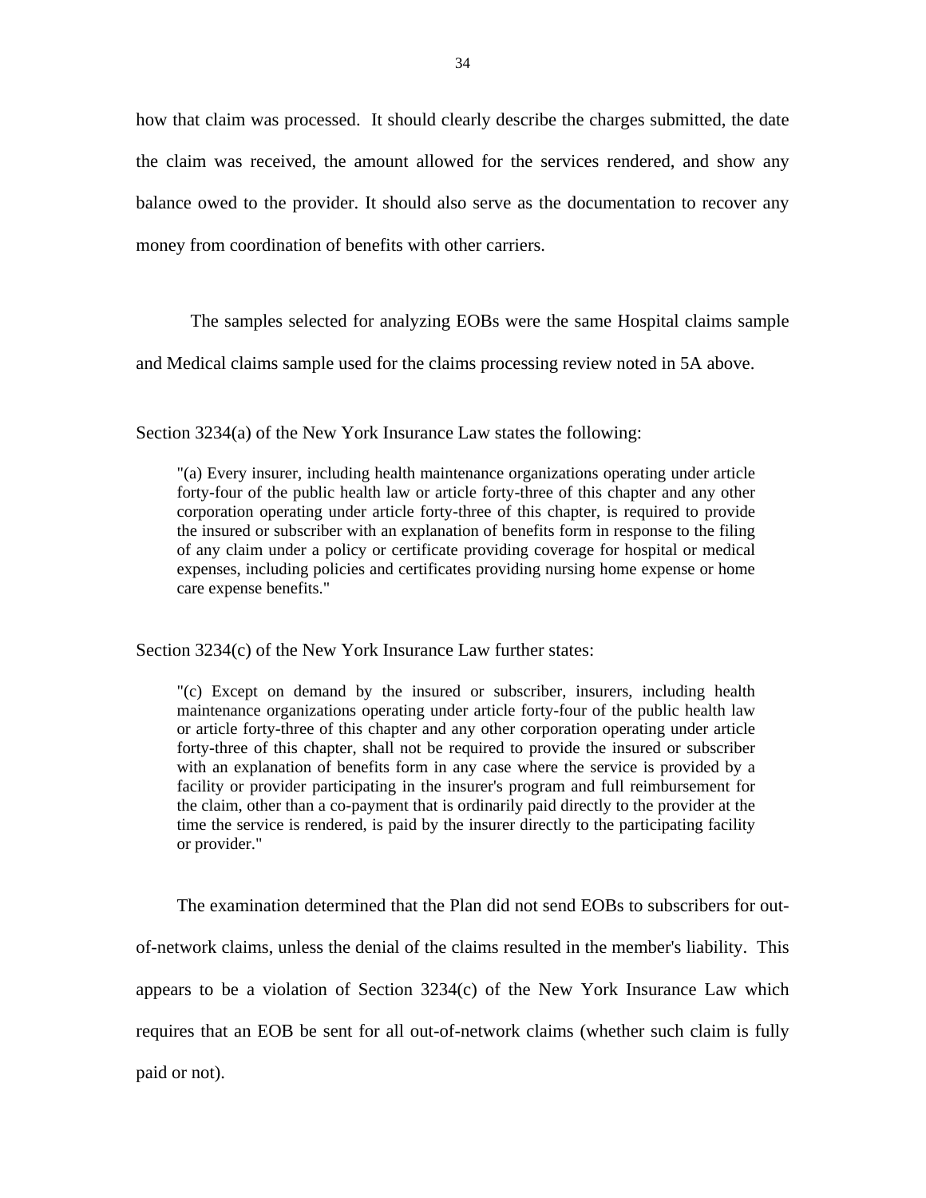how that claim was processed. It should clearly describe the charges submitted, the date the claim was received, the amount allowed for the services rendered, and show any balance owed to the provider. It should also serve as the documentation to recover any money from coordination of benefits with other carriers.

The samples selected for analyzing EOBs were the same Hospital claims sample and Medical claims sample used for the claims processing review noted in 5A above.

Section 3234(a) of the New York Insurance Law states the following:

> "(a) Every insurer, including health maintenance organizations operating under article forty-four of the public health law or article forty-three of this chapter and any other corporation operating under article forty-three of this chapter, is required to provide the insured or subscriber with an explanation of benefits form in response to the filing of any claim under a policy or certificate providing coverage for hospital or medical expenses, including policies and certificates providing nursing home expense or home care expense benefits."

Section 3234(c) of the New York Insurance Law further states:

> "(c) Except on demand by the insured or subscriber, insurers, including health maintenance organizations operating under article forty-four of the public health law or article forty-three of this chapter and any other corporation operating under article forty-three of this chapter, shall not be required to provide the insured or subscriber with an explanation of benefits form in any case where the service is provided by a facility or provider participating in the insurer's program and full reimbursement for the claim, other than a co-payment that is ordinarily paid directly to the provider at the time the service is rendered, is paid by the insurer directly to the participating facility or provider."

The examination determined that the Plan did not send EOBs to subscribers for out-of-network claims, unless the denial of the claims resulted in the member's liability. This appears to be a violation of Section 3234(c) of the New York Insurance Law which requires that an EOB be sent for all out-of-network claims (whether such claim is fully paid or not).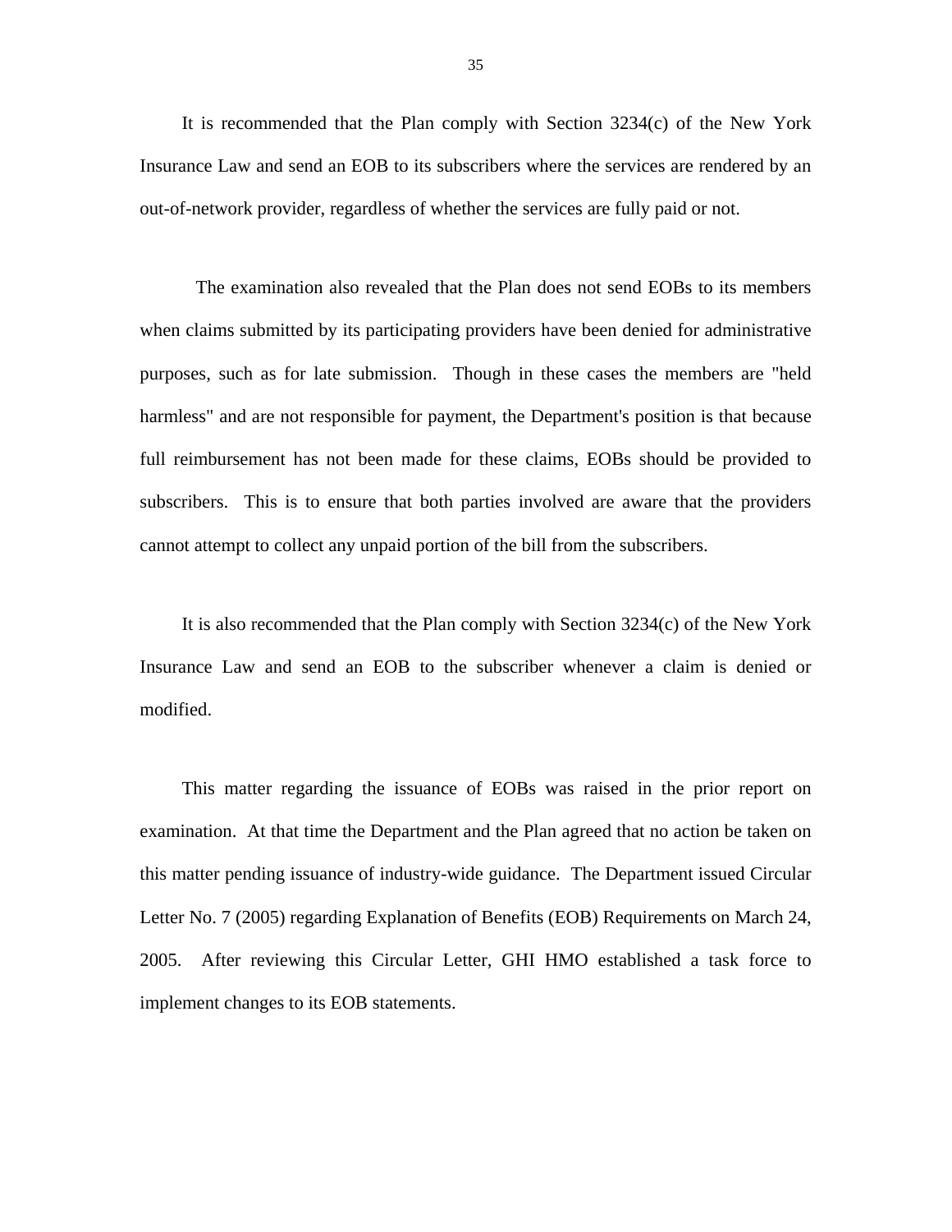It is recommended that the Plan comply with Section 3234(c) of the New York Insurance Law and send an EOB to its subscribers where the services are rendered by an out-of-network provider, regardless of whether the services are fully paid or not.

The examination also revealed that the Plan does not send EOBs to its members when claims submitted by its participating providers have been denied for administrative purposes, such as for late submission. Though in these cases the members are "held harmless" and are not responsible for payment, the Department's position is that because full reimbursement has not been made for these claims, EOBs should be provided to subscribers. This is to ensure that both parties involved are aware that the providers cannot attempt to collect any unpaid portion of the bill from the subscribers.

It is also recommended that the Plan comply with Section 3234(c) of the New York Insurance Law and send an EOB to the subscriber whenever a claim is denied or modified.

This matter regarding the issuance of EOBs was raised in the prior report on examination. At that time the Department and the Plan agreed that no action be taken on this matter pending issuance of industry-wide guidance. The Department issued Circular Letter No. 7 (2005) regarding Explanation of Benefits (EOB) Requirements on March 24, 2005. After reviewing this Circular Letter, GHI HMO established a task force to implement changes to its EOB statements.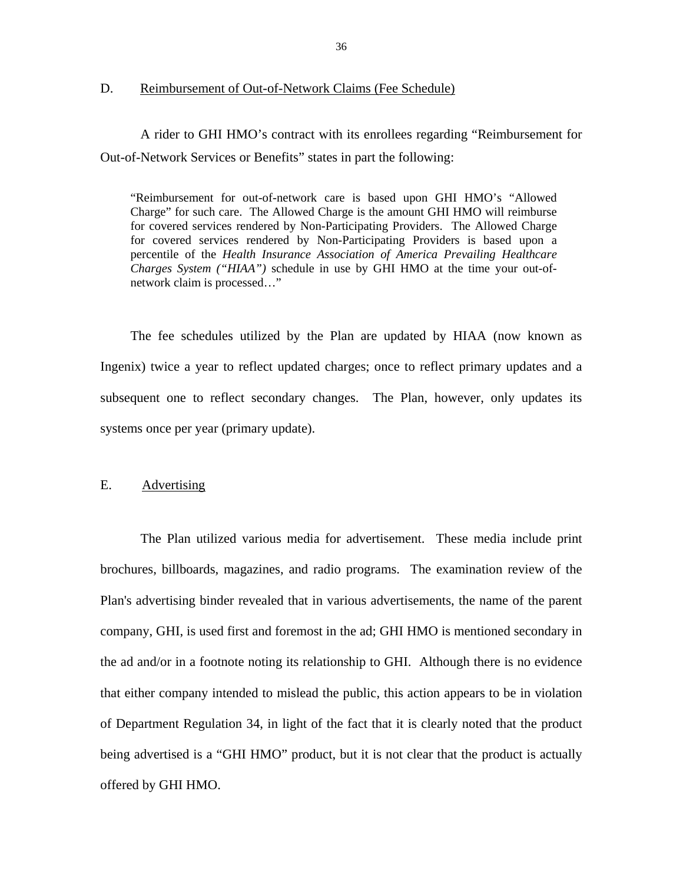## D. Reimbursement of Out-of-Network Claims (Fee Schedule)

A rider to GHI HMO's contract with its enrollees regarding "Reimbursement for Out-of-Network Services or Benefits" states in part the following:

> "Reimbursement for out-of-network care is based upon GHI HMO's "Allowed Charge" for such care. The Allowed Charge is the amount GHI HMO will reimburse for covered services rendered by Non-Participating Providers. The Allowed Charge for covered services rendered by Non-Participating Providers is based upon a percentile of the *Health Insurance Association of America Prevailing Healthcare Charges System ("HIAA")* schedule in use by GHI HMO at the time your out-of-network claim is processed…"

The fee schedules utilized by the Plan are updated by HIAA (now known as Ingenix) twice a year to reflect updated charges; once to reflect primary updates and a subsequent one to reflect secondary changes. The Plan, however, only updates its systems once per year (primary update).

## E. Advertising

The Plan utilized various media for advertisement. These media include print brochures, billboards, magazines, and radio programs. The examination review of the Plan's advertising binder revealed that in various advertisements, the name of the parent company, GHI, is used first and foremost in the ad; GHI HMO is mentioned secondary in the ad and/or in a footnote noting its relationship to GHI. Although there is no evidence that either company intended to mislead the public, this action appears to be in violation of Department Regulation 34, in light of the fact that it is clearly noted that the product being advertised is a "GHI HMO" product, but it is not clear that the product is actually offered by GHI HMO.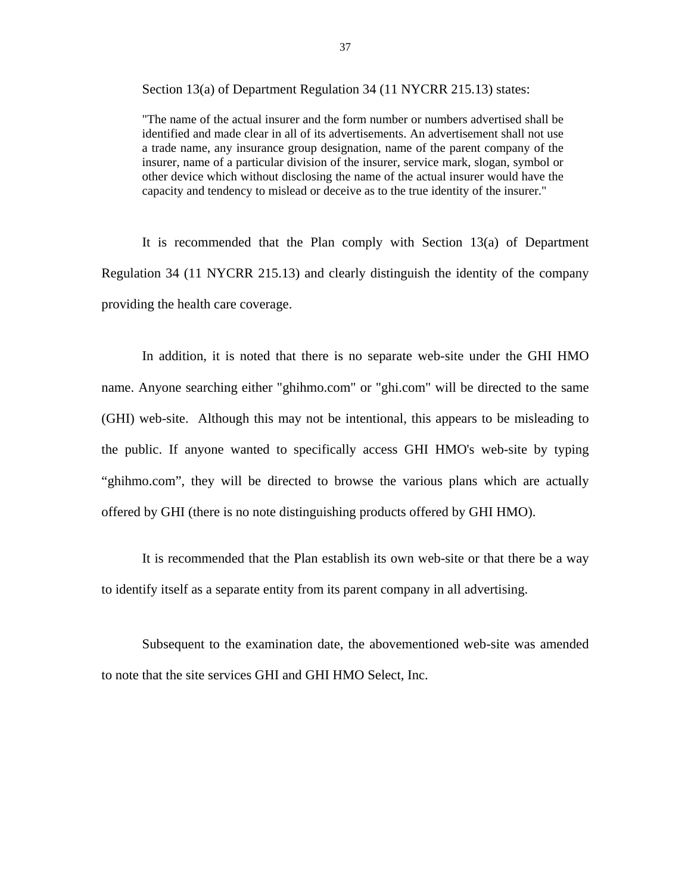Section 13(a) of Department Regulation 34 (11 NYCRR 215.13) states:

> "The name of the actual insurer and the form number or numbers advertised shall be identified and made clear in all of its advertisements. An advertisement shall not use a trade name, any insurance group designation, name of the parent company of the insurer, name of a particular division of the insurer, service mark, slogan, symbol or other device which without disclosing the name of the actual insurer would have the capacity and tendency to mislead or deceive as to the true identity of the insurer."

It is recommended that the Plan comply with Section 13(a) of Department Regulation 34 (11 NYCRR 215.13) and clearly distinguish the identity of the company providing the health care coverage.

In addition, it is noted that there is no separate web-site under the GHI HMO name. Anyone searching either "ghihmo.com" or "ghi.com" will be directed to the same (GHI) web-site. Although this may not be intentional, this appears to be misleading to the public. If anyone wanted to specifically access GHI HMO's web-site by typing "ghihmo.com", they will be directed to browse the various plans which are actually offered by GHI (there is no note distinguishing products offered by GHI HMO).

It is recommended that the Plan establish its own web-site or that there be a way to identify itself as a separate entity from its parent company in all advertising.

Subsequent to the examination date, the abovementioned web-site was amended to note that the site services GHI and GHI HMO Select, Inc.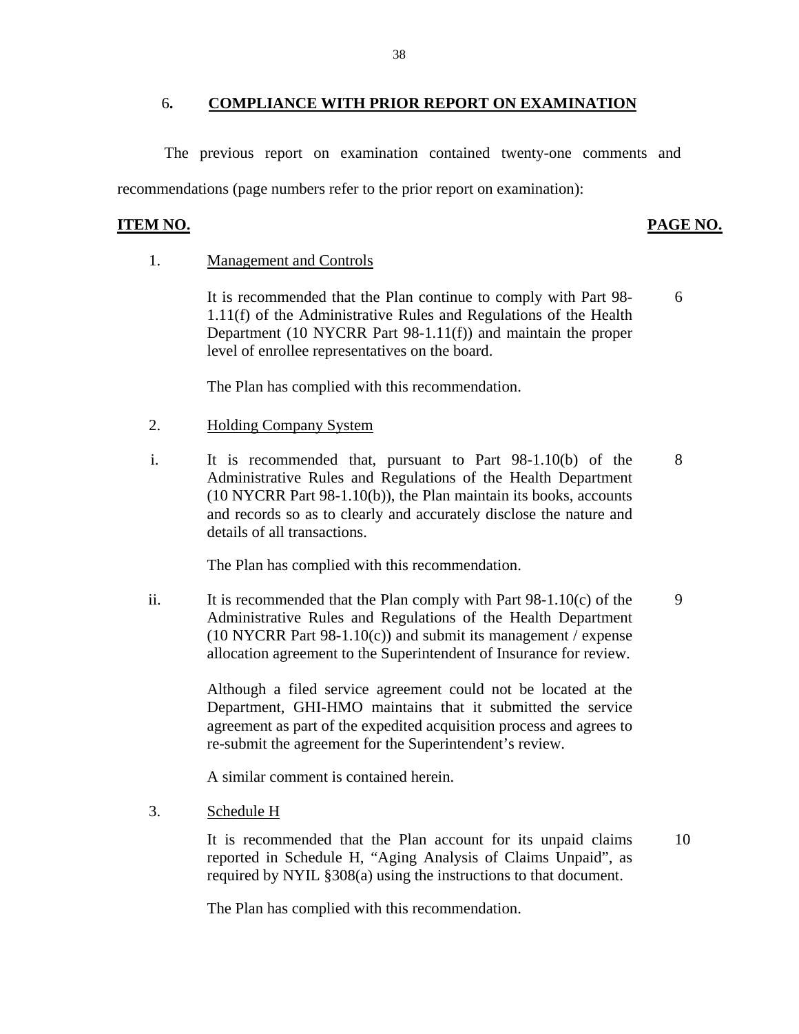## 6. COMPLIANCE WITH PRIOR REPORT ON EXAMINATION

The previous report on examination contained twenty-one comments and recommendations (page numbers refer to the prior report on examination):

| ITEM NO. | | PAGE NO. |
|---|---|---|
| 1. | Management and Controls | |
| | It is recommended that the Plan continue to comply with Part 98-1.11(f) of the Administrative Rules and Regulations of the Health Department (10 NYCRR Part 98-1.11(f)) and maintain the proper level of enrollee representatives on the board. | 6 |
| | The Plan has complied with this recommendation. | |
| 2. | Holding Company System | |
| i. | It is recommended that, pursuant to Part 98-1.10(b) of the Administrative Rules and Regulations of the Health Department (10 NYCRR Part 98-1.10(b)), the Plan maintain its books, accounts and records so as to clearly and accurately disclose the nature and details of all transactions. | 8 |
| | The Plan has complied with this recommendation. | |
| ii. | It is recommended that the Plan comply with Part 98-1.10(c) of the Administrative Rules and Regulations of the Health Department (10 NYCRR Part 98-1.10(c)) and submit its management / expense allocation agreement to the Superintendent of Insurance for review. | 9 |
| | Although a filed service agreement could not be located at the Department, GHI-HMO maintains that it submitted the service agreement as part of the expedited acquisition process and agrees to re-submit the agreement for the Superintendent's review. | |
| | A similar comment is contained herein. | |
| 3. | Schedule H | |
| | It is recommended that the Plan account for its unpaid claims reported in Schedule H, "Aging Analysis of Claims Unpaid", as required by NYIL §308(a) using the instructions to that document. | 10 |
| | The Plan has complied with this recommendation. | |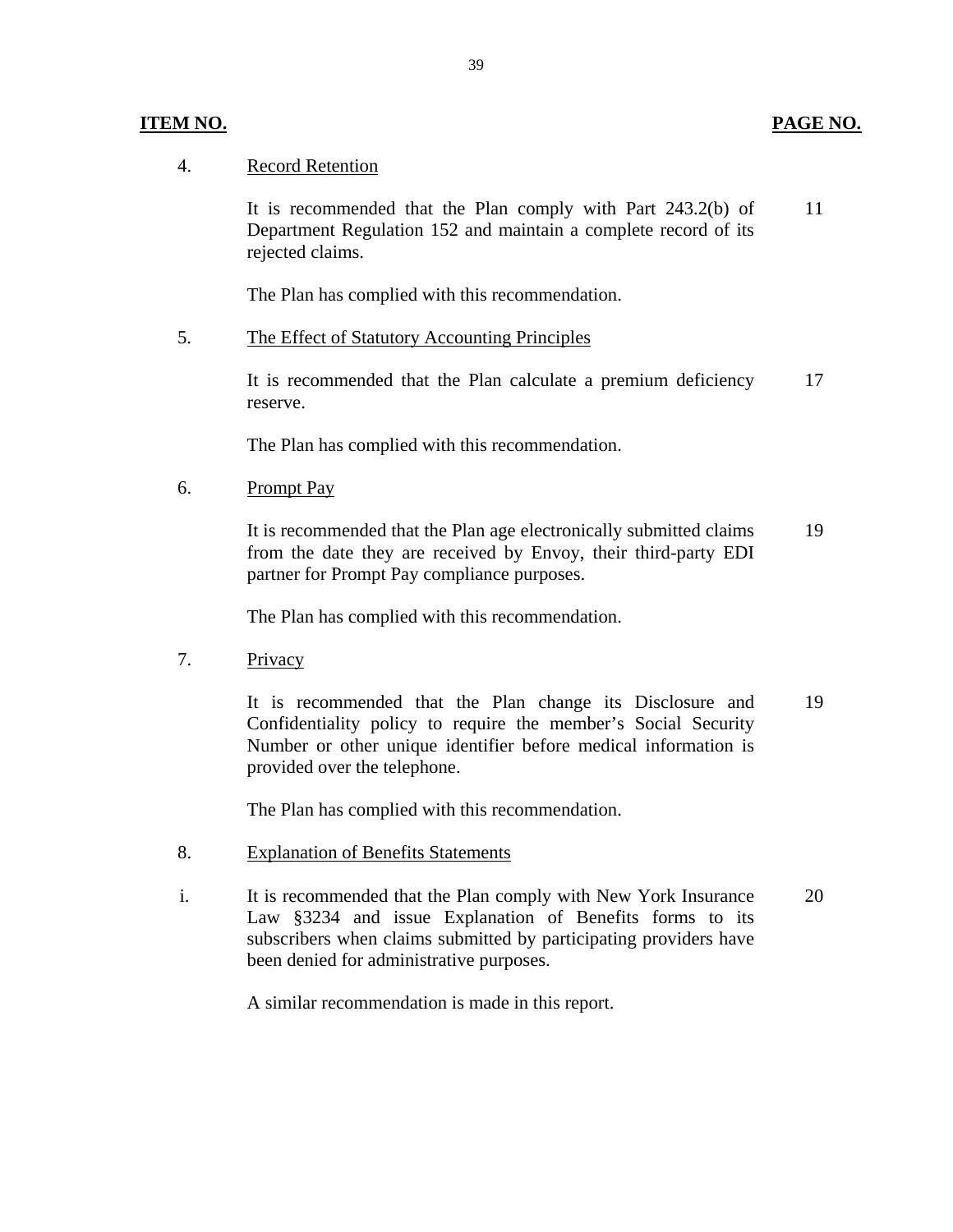| ITEM NO. | | PAGE NO. |
|---|---|---|
| 4. | Record Retention | |
| | It is recommended that the Plan comply with Part 243.2(b) of Department Regulation 152 and maintain a complete record of its rejected claims. | 11 |
| | The Plan has complied with this recommendation. | |
| 5. | The Effect of Statutory Accounting Principles | |
| | It is recommended that the Plan calculate a premium deficiency reserve. | 17 |
| | The Plan has complied with this recommendation. | |
| 6. | Prompt Pay | |
| | It is recommended that the Plan age electronically submitted claims from the date they are received by Envoy, their third-party EDI partner for Prompt Pay compliance purposes. | 19 |
| | The Plan has complied with this recommendation. | |
| 7. | Privacy | |
| | It is recommended that the Plan change its Disclosure and Confidentiality policy to require the member's Social Security Number or other unique identifier before medical information is provided over the telephone. | 19 |
| | The Plan has complied with this recommendation. | |
| 8. | Explanation of Benefits Statements | |
| i. | It is recommended that the Plan comply with New York Insurance Law §3234 and issue Explanation of Benefits forms to its subscribers when claims submitted by participating providers have been denied for administrative purposes. | 20 |
| | A similar recommendation is made in this report. | |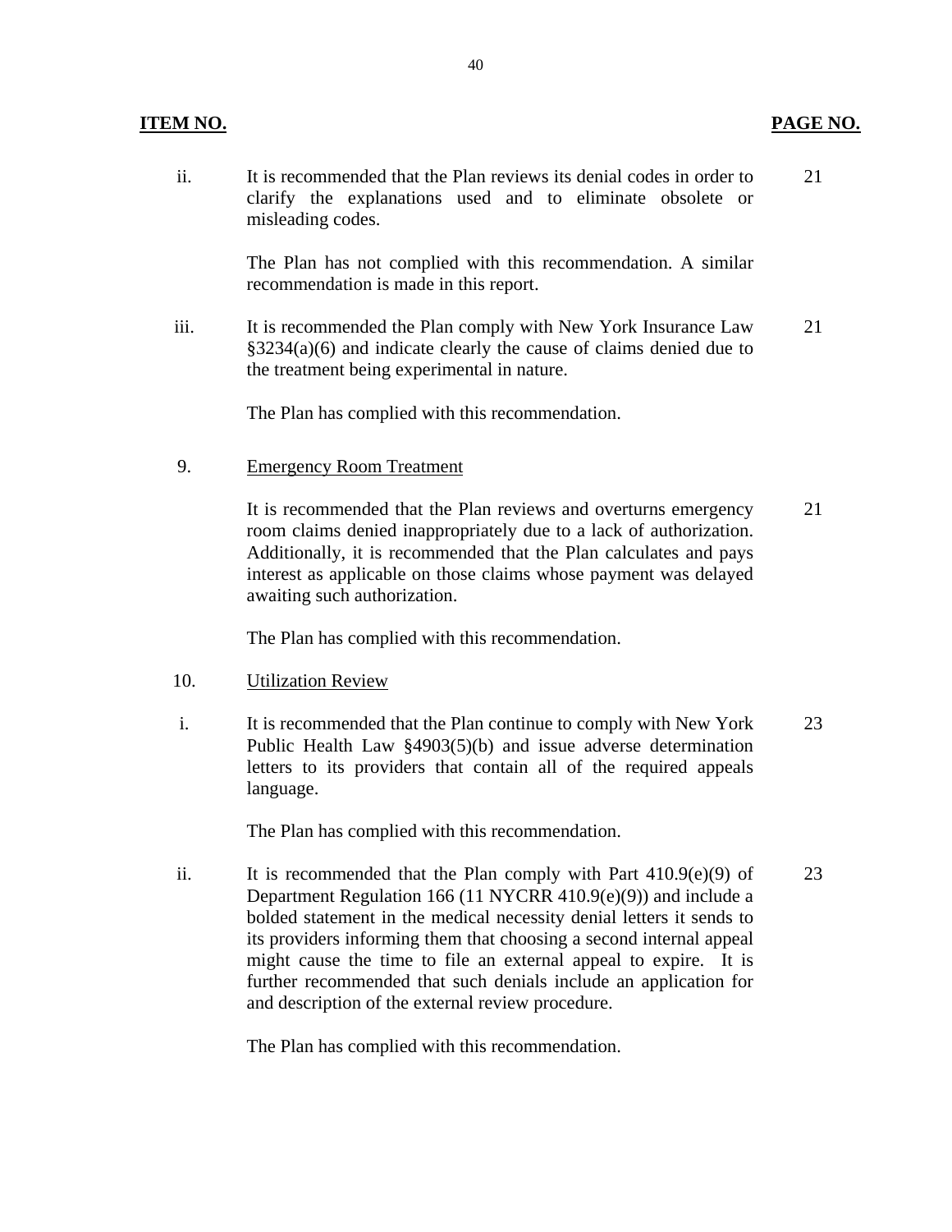| ITEM NO. | | PAGE NO. |
|---|---|---|
| ii. | It is recommended that the Plan reviews its denial codes in order to clarify the explanations used and to eliminate obsolete or misleading codes.<br><br>The Plan has not complied with this recommendation. A similar recommendation is made in this report. | 21 |
| iii. | It is recommended the Plan comply with New York Insurance Law §3234(a)(6) and indicate clearly the cause of claims denied due to the treatment being experimental in nature.<br><br>The Plan has complied with this recommendation. | 21 |
| 9. | Emergency Room Treatment | |
| | It is recommended that the Plan reviews and overturns emergency room claims denied inappropriately due to a lack of authorization. Additionally, it is recommended that the Plan calculates and pays interest as applicable on those claims whose payment was delayed awaiting such authorization.<br><br>The Plan has complied with this recommendation. | 21 |
| 10. | Utilization Review | |
| i. | It is recommended that the Plan continue to comply with New York Public Health Law §4903(5)(b) and issue adverse determination letters to its providers that contain all of the required appeals language.<br><br>The Plan has complied with this recommendation. | 23 |
| ii. | It is recommended that the Plan comply with Part 410.9(e)(9) of Department Regulation 166 (11 NYCRR 410.9(e)(9)) and include a bolded statement in the medical necessity denial letters it sends to its providers informing them that choosing a second internal appeal might cause the time to file an external appeal to expire. It is further recommended that such denials include an application for and description of the external review procedure.<br><br>The Plan has complied with this recommendation. | 23 |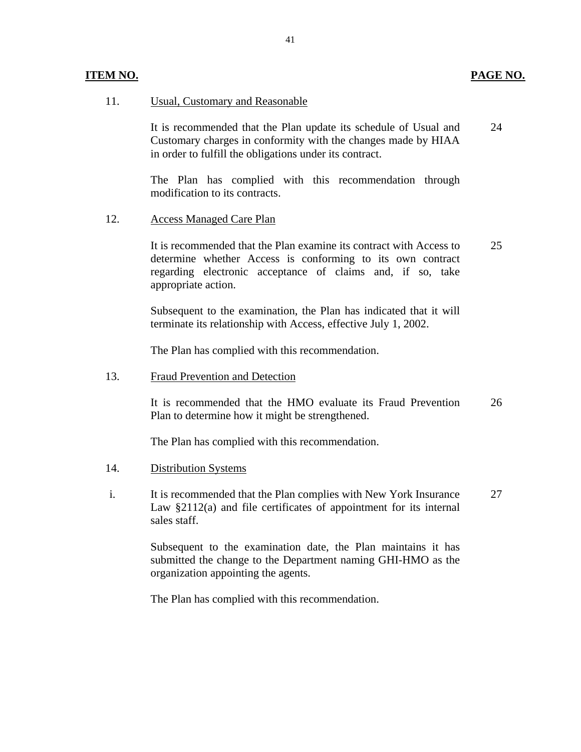| ITEM NO. | | PAGE NO. |
|---|---|---|
| 11. | Usual, Customary and Reasonable | |
| | It is recommended that the Plan update its schedule of Usual and Customary charges in conformity with the changes made by HIAA in order to fulfill the obligations under its contract. | 24 |
| | The Plan has complied with this recommendation through modification to its contracts. | |
| 12. | Access Managed Care Plan | |
| | It is recommended that the Plan examine its contract with Access to determine whether Access is conforming to its own contract regarding electronic acceptance of claims and, if so, take appropriate action. | 25 |
| | Subsequent to the examination, the Plan has indicated that it will terminate its relationship with Access, effective July 1, 2002. | |
| | The Plan has complied with this recommendation. | |
| 13. | Fraud Prevention and Detection | |
| | It is recommended that the HMO evaluate its Fraud Prevention Plan to determine how it might be strengthened. | 26 |
| | The Plan has complied with this recommendation. | |
| 14. | Distribution Systems | |
| i. | It is recommended that the Plan complies with New York Insurance Law §2112(a) and file certificates of appointment for its internal sales staff. | 27 |
| | Subsequent to the examination date, the Plan maintains it has submitted the change to the Department naming GHI-HMO as the organization appointing the agents. | |
| | The Plan has complied with this recommendation. | |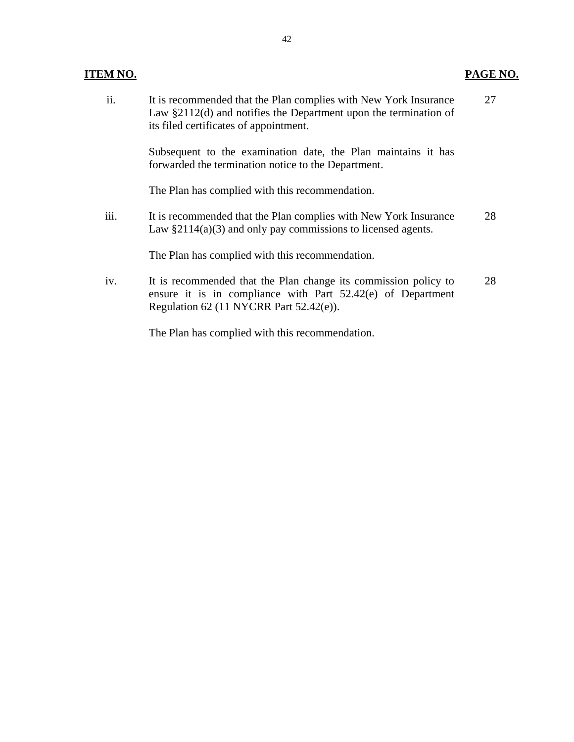| ITEM NO. | | PAGE NO. |
|---|---|---|
| ii. | It is recommended that the Plan complies with New York Insurance Law §2112(d) and notifies the Department upon the termination of its filed certificates of appointment.<br><br>Subsequent to the examination date, the Plan maintains it has forwarded the termination notice to the Department.<br><br>The Plan has complied with this recommendation. | 27 |
| iii. | It is recommended that the Plan complies with New York Insurance Law §2114(a)(3) and only pay commissions to licensed agents.<br><br>The Plan has complied with this recommendation. | 28 |
| iv. | It is recommended that the Plan change its commission policy to ensure it is in compliance with Part 52.42(e) of Department Regulation 62 (11 NYCRR Part 52.42(e)).<br><br>The Plan has complied with this recommendation. | 28 |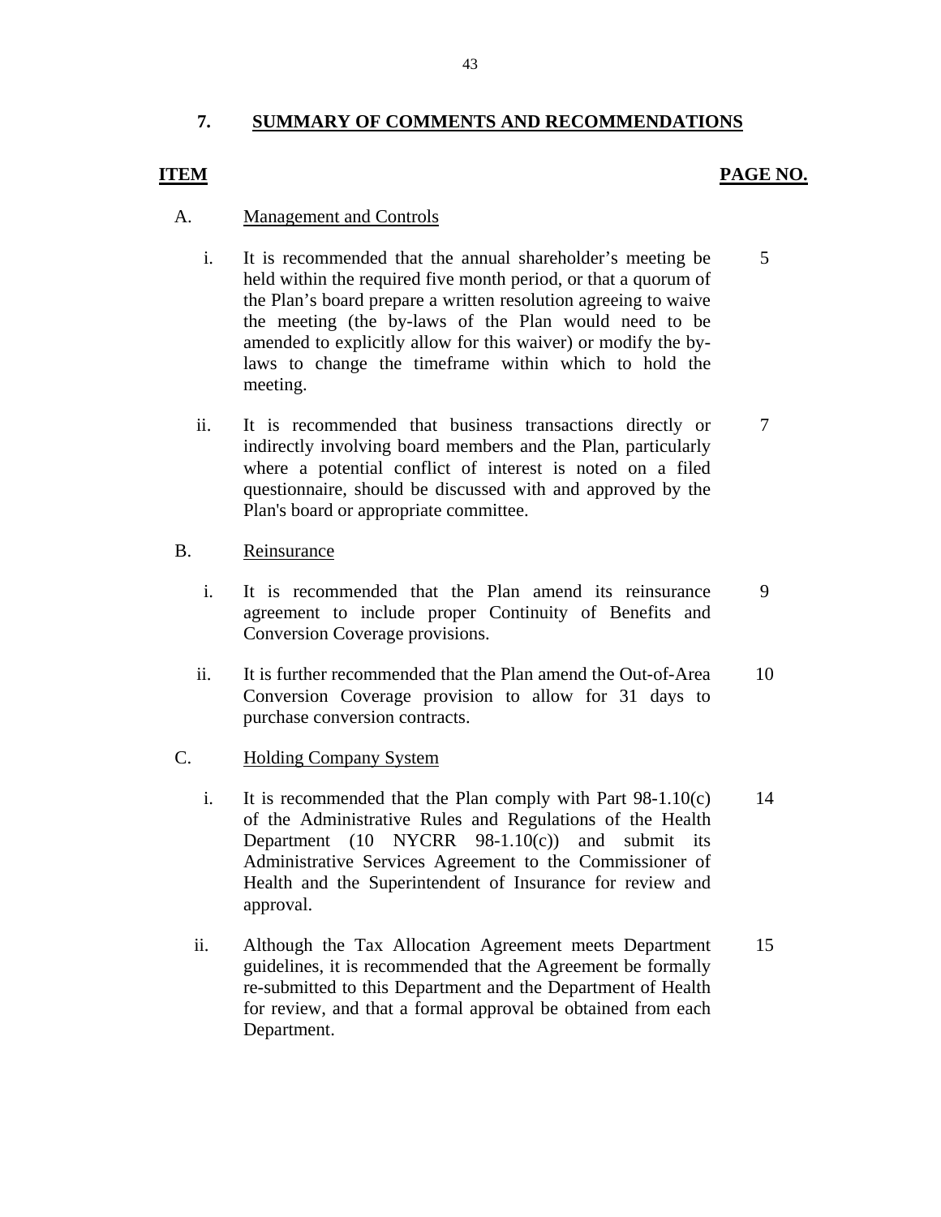## 7. SUMMARY OF COMMENTS AND RECOMMENDATIONS

| ITEM | | PAGE NO. |
|---|---|---|
| **A.** | **Management and Controls** | |
| i. | It is recommended that the annual shareholder's meeting be held within the required five month period, or that a quorum of the Plan's board prepare a written resolution agreeing to waive the meeting (the by-laws of the Plan would need to be amended to explicitly allow for this waiver) or modify the by-laws to change the timeframe within which to hold the meeting. | 5 |
| ii. | It is recommended that business transactions directly or indirectly involving board members and the Plan, particularly where a potential conflict of interest is noted on a filed questionnaire, should be discussed with and approved by the Plan's board or appropriate committee. | 7 |
| **B.** | **Reinsurance** | |
| i. | It is recommended that the Plan amend its reinsurance agreement to include proper Continuity of Benefits and Conversion Coverage provisions. | 9 |
| ii. | It is further recommended that the Plan amend the Out-of-Area Conversion Coverage provision to allow for 31 days to purchase conversion contracts. | 10 |
| **C.** | **Holding Company System** | |
| i. | It is recommended that the Plan comply with Part 98-1.10(c) of the Administrative Rules and Regulations of the Health Department (10 NYCRR 98-1.10(c)) and submit its Administrative Services Agreement to the Commissioner of Health and the Superintendent of Insurance for review and approval. | 14 |
| ii. | Although the Tax Allocation Agreement meets Department guidelines, it is recommended that the Agreement be formally re-submitted to this Department and the Department of Health for review, and that a formal approval be obtained from each Department. | 15 |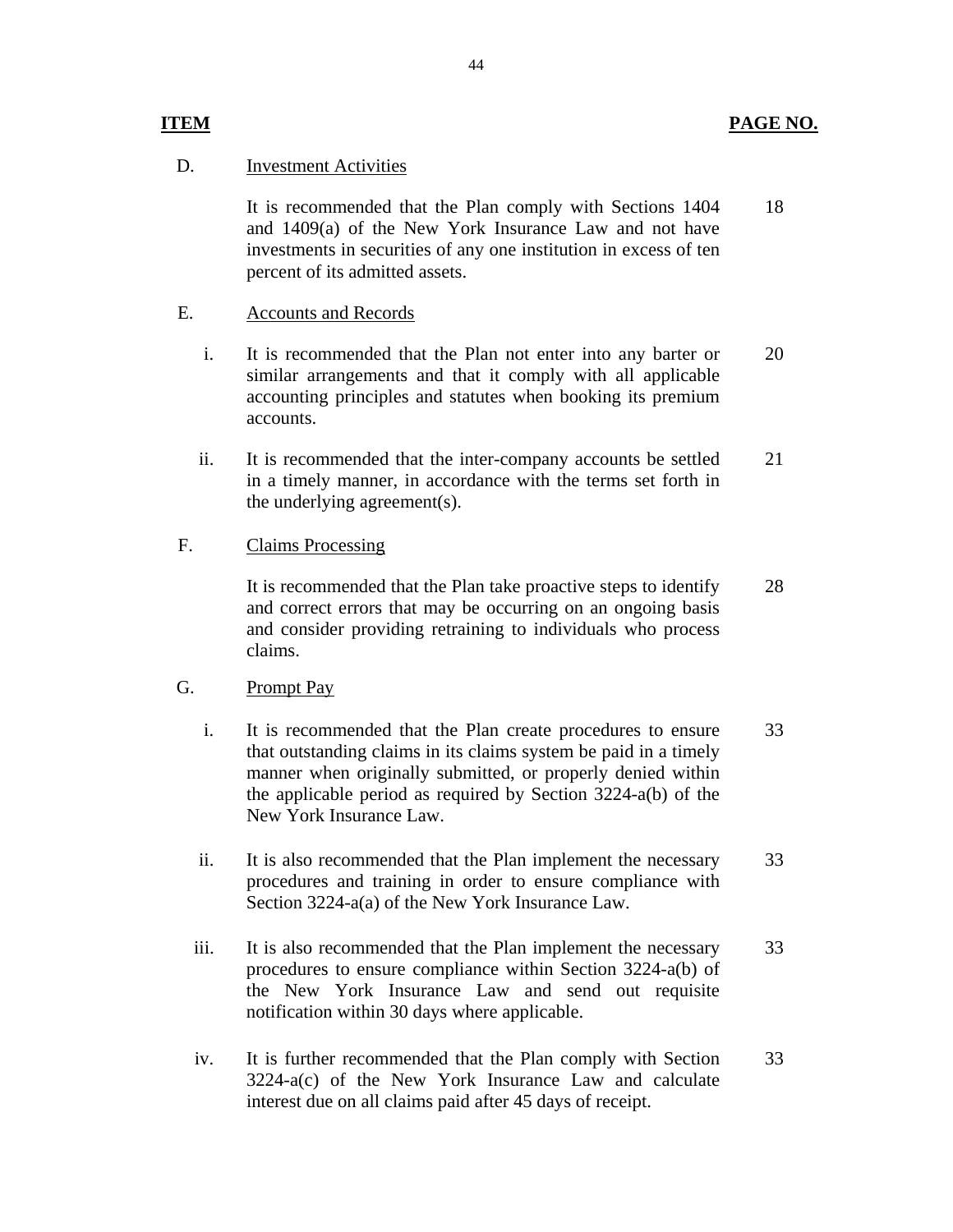| **ITEM** | | **PAGE NO.** |
|---|---|---|
| D. | Investment Activities | |
| | It is recommended that the Plan comply with Sections 1404 and 1409(a) of the New York Insurance Law and not have investments in securities of any one institution in excess of ten percent of its admitted assets. | 18 |
| E. | Accounts and Records | |
| i. | It is recommended that the Plan not enter into any barter or similar arrangements and that it comply with all applicable accounting principles and statutes when booking its premium accounts. | 20 |
| ii. | It is recommended that the inter-company accounts be settled in a timely manner, in accordance with the terms set forth in the underlying agreement(s). | 21 |
| F. | Claims Processing | |
| | It is recommended that the Plan take proactive steps to identify and correct errors that may be occurring on an ongoing basis and consider providing retraining to individuals who process claims. | 28 |
| G. | Prompt Pay | |
| i. | It is recommended that the Plan create procedures to ensure that outstanding claims in its claims system be paid in a timely manner when originally submitted, or properly denied within the applicable period as required by Section 3224-a(b) of the New York Insurance Law. | 33 |
| ii. | It is also recommended that the Plan implement the necessary procedures and training in order to ensure compliance with Section 3224-a(a) of the New York Insurance Law. | 33 |
| iii. | It is also recommended that the Plan implement the necessary procedures to ensure compliance within Section 3224-a(b) of the New York Insurance Law and send out requisite notification within 30 days where applicable. | 33 |
| iv. | It is further recommended that the Plan comply with Section 3224-a(c) of the New York Insurance Law and calculate interest due on all claims paid after 45 days of receipt. | 33 |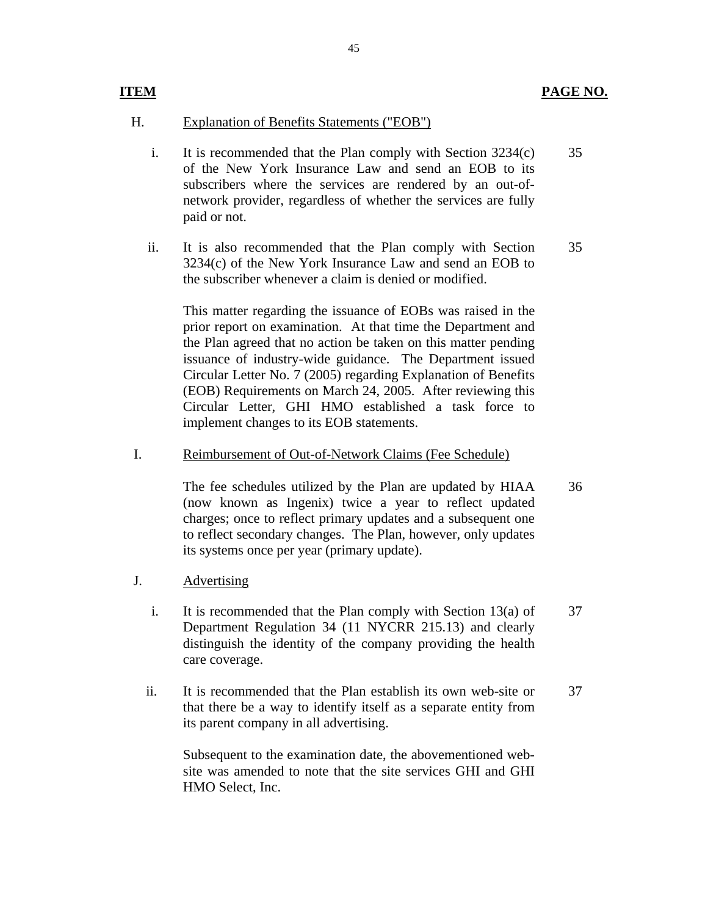| ITEM | | PAGE NO. |
|---|---|---|
| H. | Explanation of Benefits Statements ("EOB") | |
| i. | It is recommended that the Plan comply with Section 3234(c) of the New York Insurance Law and send an EOB to its subscribers where the services are rendered by an out-of-network provider, regardless of whether the services are fully paid or not. | 35 |
| ii. | It is also recommended that the Plan comply with Section 3234(c) of the New York Insurance Law and send an EOB to the subscriber whenever a claim is denied or modified.<br><br>This matter regarding the issuance of EOBs was raised in the prior report on examination. At that time the Department and the Plan agreed that no action be taken on this matter pending issuance of industry-wide guidance. The Department issued Circular Letter No. 7 (2005) regarding Explanation of Benefits (EOB) Requirements on March 24, 2005. After reviewing this Circular Letter, GHI HMO established a task force to implement changes to its EOB statements. | 35 |
| I. | Reimbursement of Out-of-Network Claims (Fee Schedule) | |
| | The fee schedules utilized by the Plan are updated by HIAA (now known as Ingenix) twice a year to reflect updated charges; once to reflect primary updates and a subsequent one to reflect secondary changes. The Plan, however, only updates its systems once per year (primary update). | 36 |
| J. | Advertising | |
| i. | It is recommended that the Plan comply with Section 13(a) of Department Regulation 34 (11 NYCRR 215.13) and clearly distinguish the identity of the company providing the health care coverage. | 37 |
| ii. | It is recommended that the Plan establish its own web-site or that there be a way to identify itself as a separate entity from its parent company in all advertising.<br><br>Subsequent to the examination date, the abovementioned web-site was amended to note that the site services GHI and GHI HMO Select, Inc. | 37 |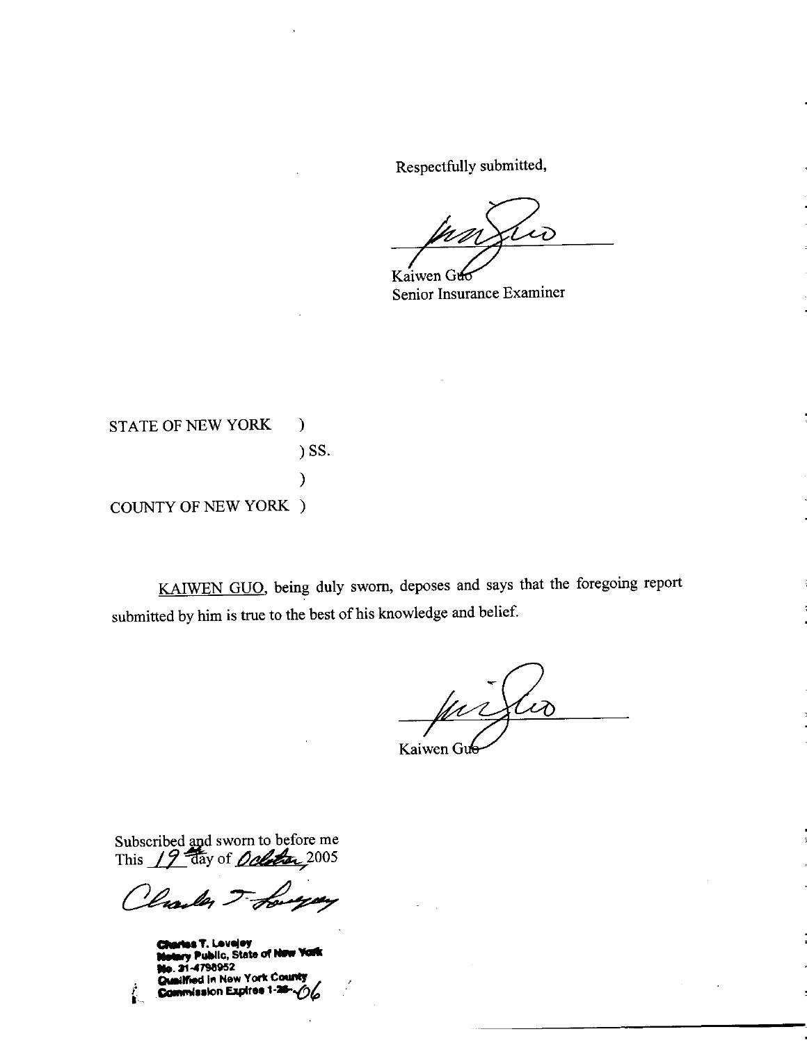Respectfully submitted,

Kaiwen Guo
Senior Insurance Examiner

STATE OF NEW YORK )
) SS.
)
COUNTY OF NEW YORK )

KAIWEN GUO, being duly sworn, deposes and says that the foregoing report submitted by him is true to the best of his knowledge and belief.

Kaiwen Guo

Subscribed and sworn to before me
This 19th day of October 2005

Charles T. Lovejoy
Notary Public, State of New York
No. 31-4798952
Qualified in New York County
Commission Expires 1-26-06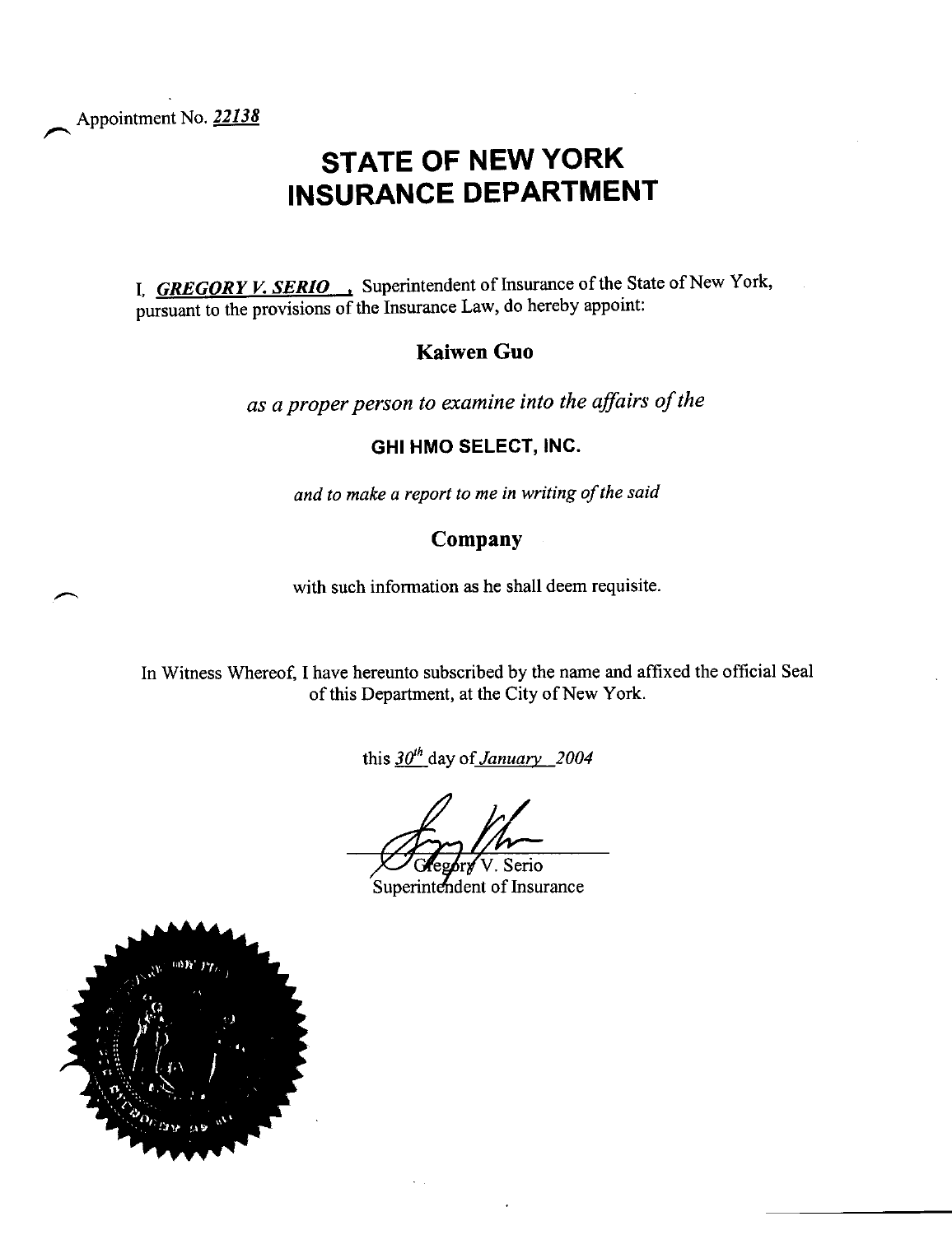Appointment No. *22138*

# STATE OF NEW YORK
# INSURANCE DEPARTMENT

I, ***GREGORY V. SERIO***, Superintendent of Insurance of the State of New York, pursuant to the provisions of the Insurance Law, do hereby appoint:

**Kaiwen Guo**

*as a proper person to examine into the affairs of the*

**GHI HMO SELECT, INC.**

*and to make a report to me in writing of the said*

**Company**

with such information as he shall deem requisite.

In Witness Whereof, I have hereunto subscribed by the name and affixed the official Seal of this Department, at the City of New York.

this *30th* day of *January 2004*

Gregory V. Serio
Superintendent of Insurance